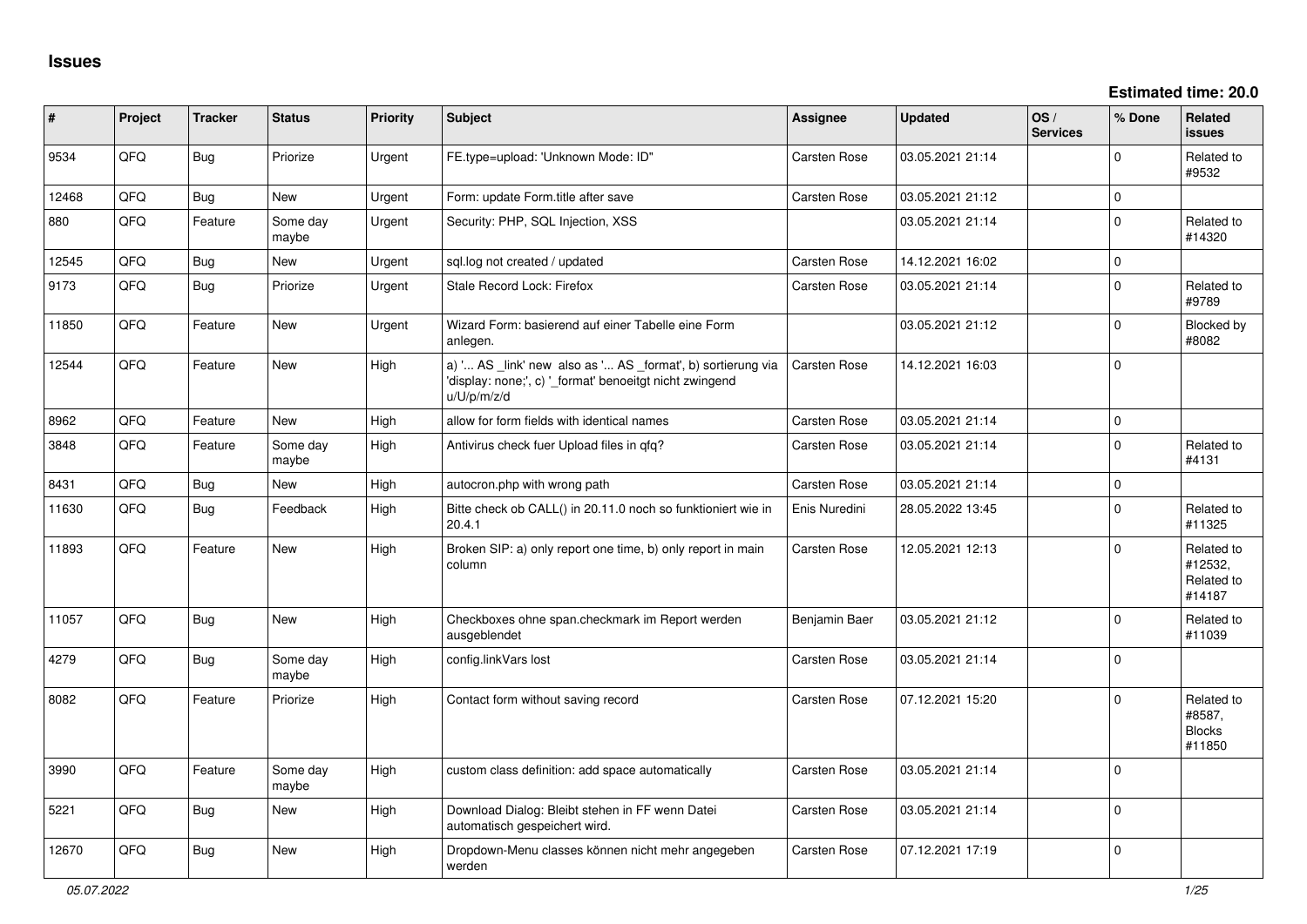# Issues

**Estimated time: 20.0**

| # | Project | Tracker | Status | Priority | Subject | Assignee | Updated | OS / Services | % Done | Related issues |
|---|---|---|---|---|---|---|---|---|---|---|
| 9534 | QFQ | Bug | Priorize | Urgent | FE.type=upload: 'Unknown Mode: ID" | Carsten Rose | 03.05.2021 21:14 | | 0 | Related to #9532 |
| 12468 | QFQ | Bug | New | Urgent | Form: update Form.title after save | Carsten Rose | 03.05.2021 21:12 | | 0 | |
| 880 | QFQ | Feature | Some day maybe | Urgent | Security: PHP, SQL Injection, XSS | | 03.05.2021 21:14 | | 0 | Related to #14320 |
| 12545 | QFQ | Bug | New | Urgent | sql.log not created / updated | Carsten Rose | 14.12.2021 16:02 | | 0 | |
| 9173 | QFQ | Bug | Priorize | Urgent | Stale Record Lock: Firefox | Carsten Rose | 03.05.2021 21:14 | | 0 | Related to #9789 |
| 11850 | QFQ | Feature | New | Urgent | Wizard Form: basierend auf einer Tabelle eine Form anlegen. | | 03.05.2021 21:12 | | 0 | Blocked by #8082 |
| 12544 | QFQ | Feature | New | High | a) '... AS _link' new also as '... AS _format', b) sortierung via 'display: none;', c) '_format' benoeitgt nicht zwingend u/U/p/m/z/d | Carsten Rose | 14.12.2021 16:03 | | 0 | |
| 8962 | QFQ | Feature | New | High | allow for form fields with identical names | Carsten Rose | 03.05.2021 21:14 | | 0 | |
| 3848 | QFQ | Feature | Some day maybe | High | Antivirus check fuer Upload files in qfq? | Carsten Rose | 03.05.2021 21:14 | | 0 | Related to #4131 |
| 8431 | QFQ | Bug | New | High | autocron.php with wrong path | Carsten Rose | 03.05.2021 21:14 | | 0 | |
| 11630 | QFQ | Bug | Feedback | High | Bitte check ob CALL() in 20.11.0 noch so funktioniert wie in 20.4.1 | Enis Nuredini | 28.05.2022 13:45 | | 0 | Related to #11325 |
| 11893 | QFQ | Feature | New | High | Broken SIP: a) only report one time, b) only report in main column | Carsten Rose | 12.05.2021 12:13 | | 0 | Related to #12532, Related to #14187 |
| 11057 | QFQ | Bug | New | High | Checkboxes ohne span.checkmark im Report werden ausgeblendet | Benjamin Baer | 03.05.2021 21:12 | | 0 | Related to #11039 |
| 4279 | QFQ | Bug | Some day maybe | High | config.linkVars lost | Carsten Rose | 03.05.2021 21:14 | | 0 | |
| 8082 | QFQ | Feature | Priorize | High | Contact form without saving record | Carsten Rose | 07.12.2021 15:20 | | 0 | Related to #8587, Blocks #11850 |
| 3990 | QFQ | Feature | Some day maybe | High | custom class definition: add space automatically | Carsten Rose | 03.05.2021 21:14 | | 0 | |
| 5221 | QFQ | Bug | New | High | Download Dialog: Bleibt stehen in FF wenn Datei automatisch gespeichert wird. | Carsten Rose | 03.05.2021 21:14 | | 0 | |
| 12670 | QFQ | Bug | New | High | Dropdown-Menu classes können nicht mehr angegeben werden | Carsten Rose | 07.12.2021 17:19 | | 0 | |

*05.07.2022*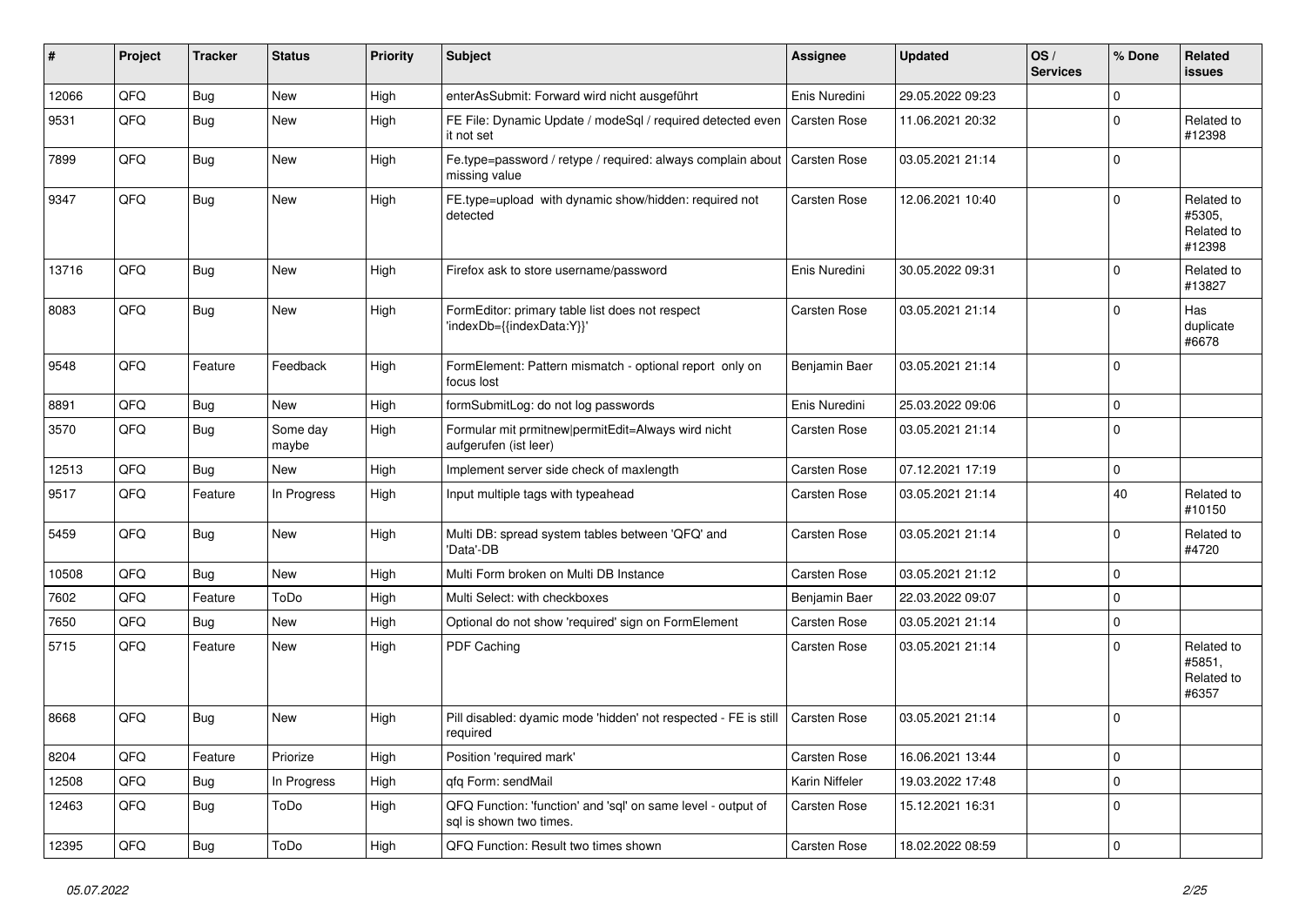| # | Project | Tracker | Status | Priority | Subject | Assignee | Updated | OS / Services | % Done | Related issues |
|---|---|---|---|---|---|---|---|---|---|---|
| 12066 | QFQ | Bug | New | High | enterAsSubmit: Forward wird nicht ausgeführt | Enis Nuredini | 29.05.2022 09:23 | | 0 | |
| 9531 | QFQ | Bug | New | High | FE File: Dynamic Update / modeSql / required detected even it not set | Carsten Rose | 11.06.2021 20:32 | | 0 | Related to #12398 |
| 7899 | QFQ | Bug | New | High | Fe.type=password / retype / required: always complain about missing value | Carsten Rose | 03.05.2021 21:14 | | 0 | |
| 9347 | QFQ | Bug | New | High | FE.type=upload with dynamic show/hidden: required not detected | Carsten Rose | 12.06.2021 10:40 | | 0 | Related to #5305, Related to #12398 |
| 13716 | QFQ | Bug | New | High | Firefox ask to store username/password | Enis Nuredini | 30.05.2022 09:31 | | 0 | Related to #13827 |
| 8083 | QFQ | Bug | New | High | FormEditor: primary table list does not respect 'indexDb={{indexData:Y}}' | Carsten Rose | 03.05.2021 21:14 | | 0 | Has duplicate #6678 |
| 9548 | QFQ | Feature | Feedback | High | FormElement: Pattern mismatch - optional report only on focus lost | Benjamin Baer | 03.05.2021 21:14 | | 0 | |
| 8891 | QFQ | Bug | New | High | formSubmitLog: do not log passwords | Enis Nuredini | 25.03.2022 09:06 | | 0 | |
| 3570 | QFQ | Bug | Some day maybe | High | Formular mit prmitnew\|permitEdit=Always wird nicht aufgerufen (ist leer) | Carsten Rose | 03.05.2021 21:14 | | 0 | |
| 12513 | QFQ | Bug | New | High | Implement server side check of maxlength | Carsten Rose | 07.12.2021 17:19 | | 0 | |
| 9517 | QFQ | Feature | In Progress | High | Input multiple tags with typeahead | Carsten Rose | 03.05.2021 21:14 | | 40 | Related to #10150 |
| 5459 | QFQ | Bug | New | High | Multi DB: spread system tables between 'QFQ' and 'Data'-DB | Carsten Rose | 03.05.2021 21:14 | | 0 | Related to #4720 |
| 10508 | QFQ | Bug | New | High | Multi Form broken on Multi DB Instance | Carsten Rose | 03.05.2021 21:12 | | 0 | |
| 7602 | QFQ | Feature | ToDo | High | Multi Select: with checkboxes | Benjamin Baer | 22.03.2022 09:07 | | 0 | |
| 7650 | QFQ | Bug | New | High | Optional do not show 'required' sign on FormElement | Carsten Rose | 03.05.2021 21:14 | | 0 | |
| 5715 | QFQ | Feature | New | High | PDF Caching | Carsten Rose | 03.05.2021 21:14 | | 0 | Related to #5851, Related to #6357 |
| 8668 | QFQ | Bug | New | High | Pill disabled: dyamic mode 'hidden' not respected - FE is still required | Carsten Rose | 03.05.2021 21:14 | | 0 | |
| 8204 | QFQ | Feature | Priorize | High | Position 'required mark' | Carsten Rose | 16.06.2021 13:44 | | 0 | |
| 12508 | QFQ | Bug | In Progress | High | qfq Form: sendMail | Karin Niffeler | 19.03.2022 17:48 | | 0 | |
| 12463 | QFQ | Bug | ToDo | High | QFQ Function: 'function' and 'sql' on same level - output of sql is shown two times. | Carsten Rose | 15.12.2021 16:31 | | 0 | |
| 12395 | QFQ | Bug | ToDo | High | QFQ Function: Result two times shown | Carsten Rose | 18.02.2022 08:59 | | 0 | |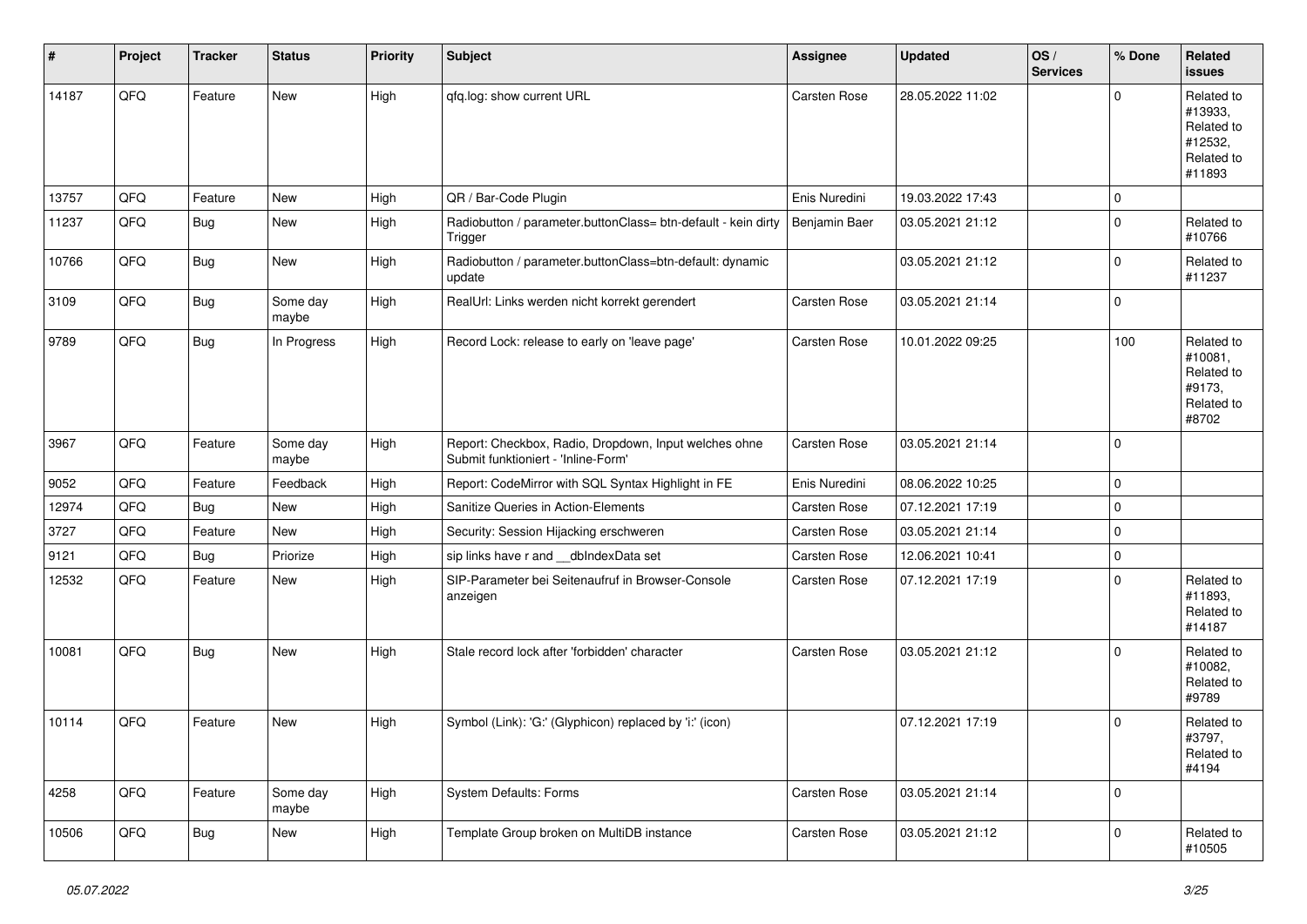| # | Project | Tracker | Status | Priority | Subject | Assignee | Updated | OS / Services | % Done | Related issues |
|---|---|---|---|---|---|---|---|---|---|---|
| 14187 | QFQ | Feature | New | High | qfq.log: show current URL | Carsten Rose | 28.05.2022 11:02 | | 0 | Related to #13933, Related to #12532, Related to #11893 |
| 13757 | QFQ | Feature | New | High | QR / Bar-Code Plugin | Enis Nuredini | 19.03.2022 17:43 | | 0 | |
| 11237 | QFQ | Bug | New | High | Radiobutton / parameter.buttonClass= btn-default - kein dirty Trigger | Benjamin Baer | 03.05.2021 21:12 | | 0 | Related to #10766 |
| 10766 | QFQ | Bug | New | High | Radiobutton / parameter.buttonClass=btn-default: dynamic update | | 03.05.2021 21:12 | | 0 | Related to #11237 |
| 3109 | QFQ | Bug | Some day maybe | High | RealUrl: Links werden nicht korrekt gerendert | Carsten Rose | 03.05.2021 21:14 | | 0 | |
| 9789 | QFQ | Bug | In Progress | High | Record Lock: release to early on 'leave page' | Carsten Rose | 10.01.2022 09:25 | | 100 | Related to #10081, Related to #9173, Related to #8702 |
| 3967 | QFQ | Feature | Some day maybe | High | Report: Checkbox, Radio, Dropdown, Input welches ohne Submit funktioniert - 'Inline-Form' | Carsten Rose | 03.05.2021 21:14 | | 0 | |
| 9052 | QFQ | Feature | Feedback | High | Report: CodeMirror with SQL Syntax Highlight in FE | Enis Nuredini | 08.06.2022 10:25 | | 0 | |
| 12974 | QFQ | Bug | New | High | Sanitize Queries in Action-Elements | Carsten Rose | 07.12.2021 17:19 | | 0 | |
| 3727 | QFQ | Feature | New | High | Security: Session Hijacking erschweren | Carsten Rose | 03.05.2021 21:14 | | 0 | |
| 9121 | QFQ | Bug | Priorize | High | sip links have r and __dbIndexData set | Carsten Rose | 12.06.2021 10:41 | | 0 | |
| 12532 | QFQ | Feature | New | High | SIP-Parameter bei Seitenaufruf in Browser-Console anzeigen | Carsten Rose | 07.12.2021 17:19 | | 0 | Related to #11893, Related to #14187 |
| 10081 | QFQ | Bug | New | High | Stale record lock after 'forbidden' character | Carsten Rose | 03.05.2021 21:12 | | 0 | Related to #10082, Related to #9789 |
| 10114 | QFQ | Feature | New | High | Symbol (Link): 'G:' (Glyphicon) replaced by 'i:' (icon) | | 07.12.2021 17:19 | | 0 | Related to #3797, Related to #4194 |
| 4258 | QFQ | Feature | Some day maybe | High | System Defaults: Forms | Carsten Rose | 03.05.2021 21:14 | | 0 | |
| 10506 | QFQ | Bug | New | High | Template Group broken on MultiDB instance | Carsten Rose | 03.05.2021 21:12 | | 0 | Related to #10505 |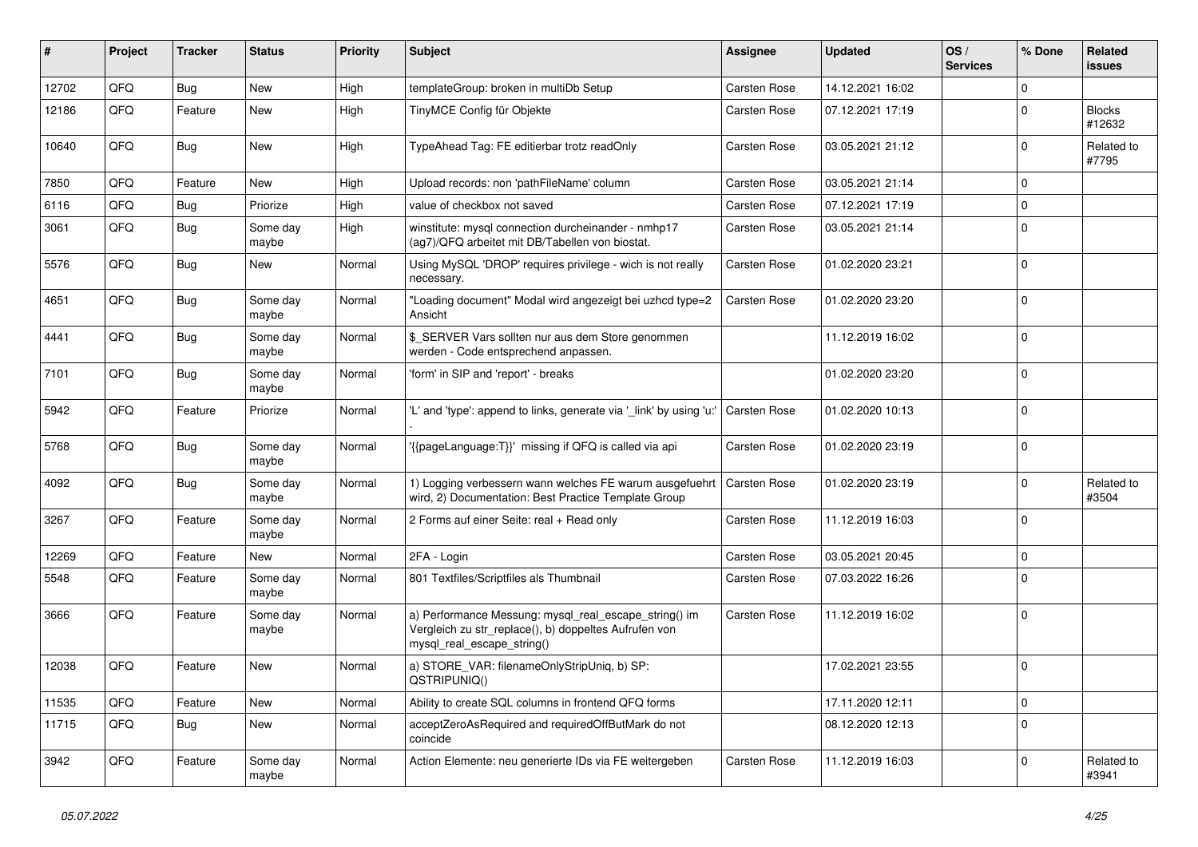| # | Project | Tracker | Status | Priority | Subject | Assignee | Updated | OS / Services | % Done | Related issues |
|---|---|---|---|---|---|---|---|---|---|---|
| 12702 | QFQ | Bug | New | High | templateGroup: broken in multiDb Setup | Carsten Rose | 14.12.2021 16:02 | | 0 | |
| 12186 | QFQ | Feature | New | High | TinyMCE Config für Objekte | Carsten Rose | 07.12.2021 17:19 | | 0 | Blocks #12632 |
| 10640 | QFQ | Bug | New | High | TypeAhead Tag: FE editierbar trotz readOnly | Carsten Rose | 03.05.2021 21:12 | | 0 | Related to #7795 |
| 7850 | QFQ | Feature | New | High | Upload records: non 'pathFileName' column | Carsten Rose | 03.05.2021 21:14 | | 0 | |
| 6116 | QFQ | Bug | Priorize | High | value of checkbox not saved | Carsten Rose | 07.12.2021 17:19 | | 0 | |
| 3061 | QFQ | Bug | Some day maybe | High | winstitute: mysql connection durcheinander - nmhp17 (ag7)/QFQ arbeitet mit DB/Tabellen von biostat. | Carsten Rose | 03.05.2021 21:14 | | 0 | |
| 5576 | QFQ | Bug | New | Normal | Using MySQL 'DROP' requires privilege - wich is not really necessary. | Carsten Rose | 01.02.2020 23:21 | | 0 | |
| 4651 | QFQ | Bug | Some day maybe | Normal | "Loading document" Modal wird angezeigt bei uzhcd type=2 Ansicht | Carsten Rose | 01.02.2020 23:20 | | 0 | |
| 4441 | QFQ | Bug | Some day maybe | Normal | $_SERVER Vars sollten nur aus dem Store genommen werden - Code entsprechend anpassen. | | 11.12.2019 16:02 | | 0 | |
| 7101 | QFQ | Bug | Some day maybe | Normal | 'form' in SIP and 'report' - breaks | | 01.02.2020 23:20 | | 0 | |
| 5942 | QFQ | Feature | Priorize | Normal | 'L' and 'type': append to links, generate via '_link' by using 'u:' . | Carsten Rose | 01.02.2020 10:13 | | 0 | |
| 5768 | QFQ | Bug | Some day maybe | Normal | '{{pageLanguage:T}}' missing if QFQ is called via api | Carsten Rose | 01.02.2020 23:19 | | 0 | |
| 4092 | QFQ | Bug | Some day maybe | Normal | 1) Logging verbessern wann welches FE warum ausgefuehrt wird, 2) Documentation: Best Practice Template Group | Carsten Rose | 01.02.2020 23:19 | | 0 | Related to #3504 |
| 3267 | QFQ | Feature | Some day maybe | Normal | 2 Forms auf einer Seite: real + Read only | Carsten Rose | 11.12.2019 16:03 | | 0 | |
| 12269 | QFQ | Feature | New | Normal | 2FA - Login | Carsten Rose | 03.05.2021 20:45 | | 0 | |
| 5548 | QFQ | Feature | Some day maybe | Normal | 801 Textfiles/Scriptfiles als Thumbnail | Carsten Rose | 07.03.2022 16:26 | | 0 | |
| 3666 | QFQ | Feature | Some day maybe | Normal | a) Performance Messung: mysql_real_escape_string() im Vergleich zu str_replace(), b) doppeltes Aufrufen von mysql_real_escape_string() | Carsten Rose | 11.12.2019 16:02 | | 0 | |
| 12038 | QFQ | Feature | New | Normal | a) STORE_VAR: filenameOnlyStripUniq, b) SP: QSTRIPUNIQ() | | 17.02.2021 23:55 | | 0 | |
| 11535 | QFQ | Feature | New | Normal | Ability to create SQL columns in frontend QFQ forms | | 17.11.2020 12:11 | | 0 | |
| 11715 | QFQ | Bug | New | Normal | acceptZeroAsRequired and requiredOffButMark do not coincide | | 08.12.2020 12:13 | | 0 | |
| 3942 | QFQ | Feature | Some day maybe | Normal | Action Elemente: neu generierte IDs via FE weitergeben | Carsten Rose | 11.12.2019 16:03 | | 0 | Related to #3941 |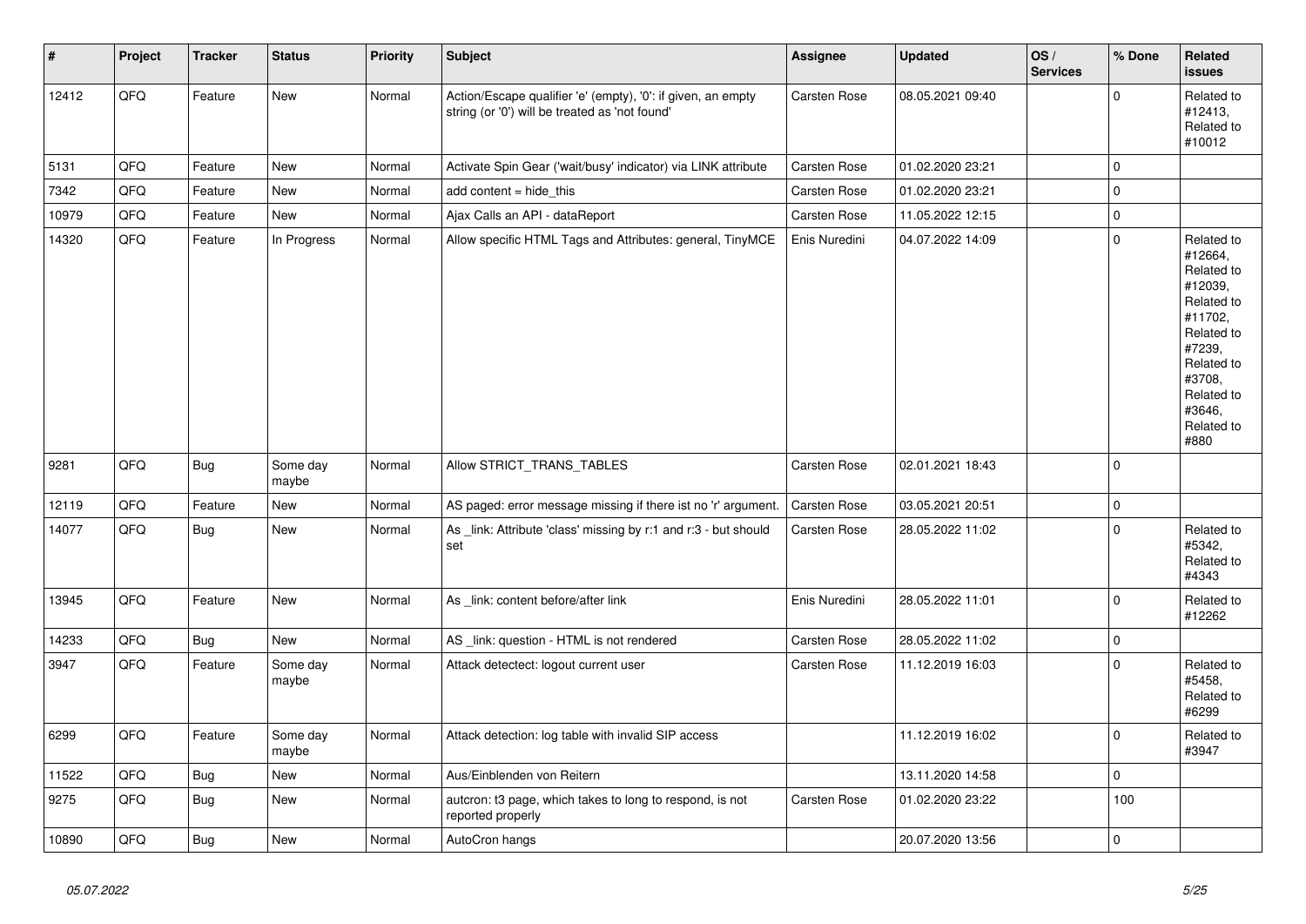| # | Project | Tracker | Status | Priority | Subject | Assignee | Updated | OS / Services | % Done | Related issues |
|---|---|---|---|---|---|---|---|---|---|---|
| 12412 | QFQ | Feature | New | Normal | Action/Escape qualifier 'e' (empty), '0': if given, an empty string (or '0') will be treated as 'not found' | Carsten Rose | 08.05.2021 09:40 | | 0 | Related to #12413, Related to #10012 |
| 5131 | QFQ | Feature | New | Normal | Activate Spin Gear ('wait/busy' indicator) via LINK attribute | Carsten Rose | 01.02.2020 23:21 | | 0 | |
| 7342 | QFQ | Feature | New | Normal | add content = hide_this | Carsten Rose | 01.02.2020 23:21 | | 0 | |
| 10979 | QFQ | Feature | New | Normal | Ajax Calls an API - dataReport | Carsten Rose | 11.05.2022 12:15 | | 0 | |
| 14320 | QFQ | Feature | In Progress | Normal | Allow specific HTML Tags and Attributes: general, TinyMCE | Enis Nuredini | 04.07.2022 14:09 | | 0 | Related to #12664, Related to #12039, Related to #11702, Related to #7239, Related to #3708, Related to #3646, Related to #880 |
| 9281 | QFQ | Bug | Some day maybe | Normal | Allow STRICT_TRANS_TABLES | Carsten Rose | 02.01.2021 18:43 | | 0 | |
| 12119 | QFQ | Feature | New | Normal | AS paged: error message missing if there ist no 'r' argument. | Carsten Rose | 03.05.2021 20:51 | | 0 | |
| 14077 | QFQ | Bug | New | Normal | As _link: Attribute 'class' missing by r:1 and r:3 - but should set | Carsten Rose | 28.05.2022 11:02 | | 0 | Related to #5342, Related to #4343 |
| 13945 | QFQ | Feature | New | Normal | As _link: content before/after link | Enis Nuredini | 28.05.2022 11:01 | | 0 | Related to #12262 |
| 14233 | QFQ | Bug | New | Normal | AS _link: question - HTML is not rendered | Carsten Rose | 28.05.2022 11:02 | | 0 | |
| 3947 | QFQ | Feature | Some day maybe | Normal | Attack detectect: logout current user | Carsten Rose | 11.12.2019 16:03 | | 0 | Related to #5458, Related to #6299 |
| 6299 | QFQ | Feature | Some day maybe | Normal | Attack detection: log table with invalid SIP access | | 11.12.2019 16:02 | | 0 | Related to #3947 |
| 11522 | QFQ | Bug | New | Normal | Aus/Einblenden von Reitern | | 13.11.2020 14:58 | | 0 | |
| 9275 | QFQ | Bug | New | Normal | autcron: t3 page, which takes to long to respond, is not reported properly | Carsten Rose | 01.02.2020 23:22 | | 100 | |
| 10890 | QFQ | Bug | New | Normal | AutoCron hangs | | 20.07.2020 13:56 | | 0 | |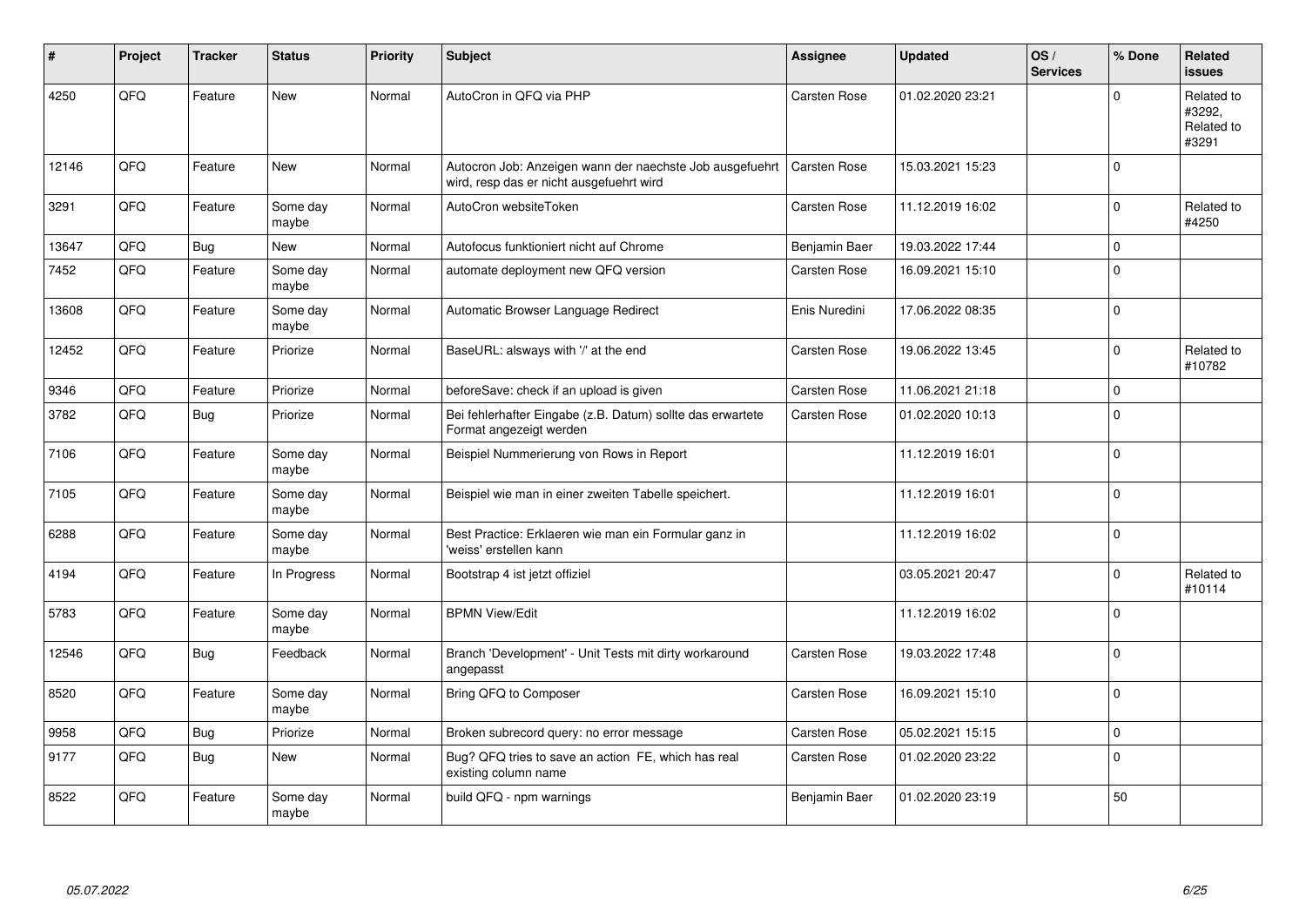| # | Project | Tracker | Status | Priority | Subject | Assignee | Updated | OS / Services | % Done | Related issues |
|---|---|---|---|---|---|---|---|---|---|---|
| 4250 | QFQ | Feature | New | Normal | AutoCron in QFQ via PHP | Carsten Rose | 01.02.2020 23:21 | | 0 | Related to #3292, Related to #3291 |
| 12146 | QFQ | Feature | New | Normal | Autocron Job: Anzeigen wann der naechste Job ausgefuehrt wird, resp das er nicht ausgefuehrt wird | Carsten Rose | 15.03.2021 15:23 | | 0 | |
| 3291 | QFQ | Feature | Some day maybe | Normal | AutoCron websiteToken | Carsten Rose | 11.12.2019 16:02 | | 0 | Related to #4250 |
| 13647 | QFQ | Bug | New | Normal | Autofocus funktioniert nicht auf Chrome | Benjamin Baer | 19.03.2022 17:44 | | 0 | |
| 7452 | QFQ | Feature | Some day maybe | Normal | automate deployment new QFQ version | Carsten Rose | 16.09.2021 15:10 | | 0 | |
| 13608 | QFQ | Feature | Some day maybe | Normal | Automatic Browser Language Redirect | Enis Nuredini | 17.06.2022 08:35 | | 0 | |
| 12452 | QFQ | Feature | Priorize | Normal | BaseURL: alsways with '/' at the end | Carsten Rose | 19.06.2022 13:45 | | 0 | Related to #10782 |
| 9346 | QFQ | Feature | Priorize | Normal | beforeSave: check if an upload is given | Carsten Rose | 11.06.2021 21:18 | | 0 | |
| 3782 | QFQ | Bug | Priorize | Normal | Bei fehlerhafter Eingabe (z.B. Datum) sollte das erwartete Format angezeigt werden | Carsten Rose | 01.02.2020 10:13 | | 0 | |
| 7106 | QFQ | Feature | Some day maybe | Normal | Beispiel Nummerierung von Rows in Report | | 11.12.2019 16:01 | | 0 | |
| 7105 | QFQ | Feature | Some day maybe | Normal | Beispiel wie man in einer zweiten Tabelle speichert. | | 11.12.2019 16:01 | | 0 | |
| 6288 | QFQ | Feature | Some day maybe | Normal | Best Practice: Erklaeren wie man ein Formular ganz in 'weiss' erstellen kann | | 11.12.2019 16:02 | | 0 | |
| 4194 | QFQ | Feature | In Progress | Normal | Bootstrap 4 ist jetzt offiziel | | 03.05.2021 20:47 | | 0 | Related to #10114 |
| 5783 | QFQ | Feature | Some day maybe | Normal | BPMN View/Edit | | 11.12.2019 16:02 | | 0 | |
| 12546 | QFQ | Bug | Feedback | Normal | Branch 'Development' - Unit Tests mit dirty workaround angepasst | Carsten Rose | 19.03.2022 17:48 | | 0 | |
| 8520 | QFQ | Feature | Some day maybe | Normal | Bring QFQ to Composer | Carsten Rose | 16.09.2021 15:10 | | 0 | |
| 9958 | QFQ | Bug | Priorize | Normal | Broken subrecord query: no error message | Carsten Rose | 05.02.2021 15:15 | | 0 | |
| 9177 | QFQ | Bug | New | Normal | Bug? QFQ tries to save an action FE, which has real existing column name | Carsten Rose | 01.02.2020 23:22 | | 0 | |
| 8522 | QFQ | Feature | Some day maybe | Normal | build QFQ - npm warnings | Benjamin Baer | 01.02.2020 23:19 | | 50 | |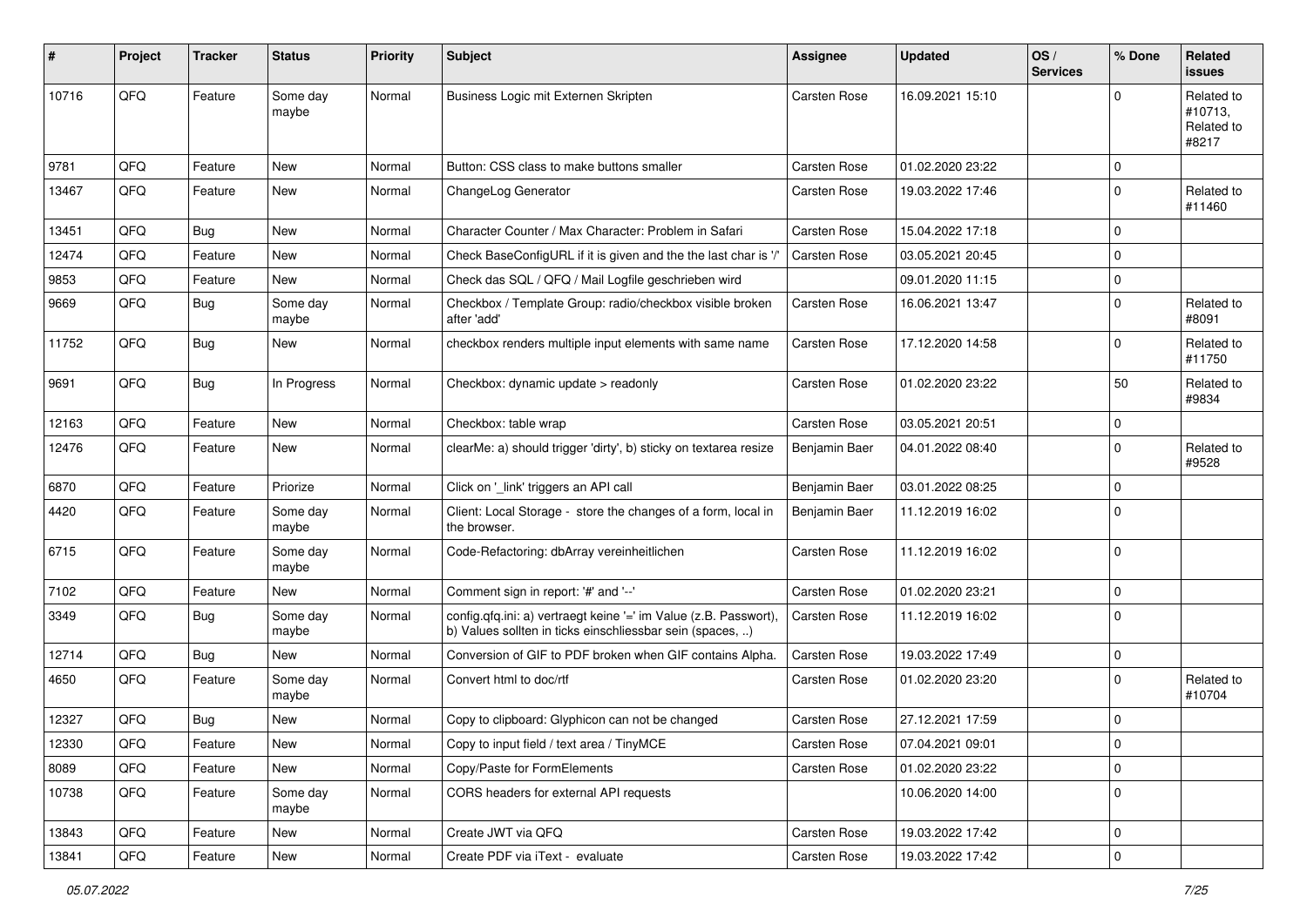| # | Project | Tracker | Status | Priority | Subject | Assignee | Updated | OS / Services | % Done | Related issues |
|---|---|---|---|---|---|---|---|---|---|---|
| 10716 | QFQ | Feature | Some day maybe | Normal | Business Logic mit Externen Skripten | Carsten Rose | 16.09.2021 15:10 | | 0 | Related to #10713, Related to #8217 |
| 9781 | QFQ | Feature | New | Normal | Button: CSS class to make buttons smaller | Carsten Rose | 01.02.2020 23:22 | | 0 | |
| 13467 | QFQ | Feature | New | Normal | ChangeLog Generator | Carsten Rose | 19.03.2022 17:46 | | 0 | Related to #11460 |
| 13451 | QFQ | Bug | New | Normal | Character Counter / Max Character: Problem in Safari | Carsten Rose | 15.04.2022 17:18 | | 0 | |
| 12474 | QFQ | Feature | New | Normal | Check BaseConfigURL if it is given and the the last char is '/' | Carsten Rose | 03.05.2021 20:45 | | 0 | |
| 9853 | QFQ | Feature | New | Normal | Check das SQL / QFQ / Mail Logfile geschrieben wird | | 09.01.2020 11:15 | | 0 | |
| 9669 | QFQ | Bug | Some day maybe | Normal | Checkbox / Template Group: radio/checkbox visible broken after 'add' | Carsten Rose | 16.06.2021 13:47 | | 0 | Related to #8091 |
| 11752 | QFQ | Bug | New | Normal | checkbox renders multiple input elements with same name | Carsten Rose | 17.12.2020 14:58 | | 0 | Related to #11750 |
| 9691 | QFQ | Bug | In Progress | Normal | Checkbox: dynamic update > readonly | Carsten Rose | 01.02.2020 23:22 | | 50 | Related to #9834 |
| 12163 | QFQ | Feature | New | Normal | Checkbox: table wrap | Carsten Rose | 03.05.2021 20:51 | | 0 | |
| 12476 | QFQ | Feature | New | Normal | clearMe: a) should trigger 'dirty', b) sticky on textarea resize | Benjamin Baer | 04.01.2022 08:40 | | 0 | Related to #9528 |
| 6870 | QFQ | Feature | Priorize | Normal | Click on '_link' triggers an API call | Benjamin Baer | 03.01.2022 08:25 | | 0 | |
| 4420 | QFQ | Feature | Some day maybe | Normal | Client: Local Storage - store the changes of a form, local in the browser. | Benjamin Baer | 11.12.2019 16:02 | | 0 | |
| 6715 | QFQ | Feature | Some day maybe | Normal | Code-Refactoring: dbArray vereinheitlichen | Carsten Rose | 11.12.2019 16:02 | | 0 | |
| 7102 | QFQ | Feature | New | Normal | Comment sign in report: '#' and '--' | Carsten Rose | 01.02.2020 23:21 | | 0 | |
| 3349 | QFQ | Bug | Some day maybe | Normal | config.qfq.ini: a) vertraegt keine '=' im Value (z.B. Passwort), b) Values sollten in ticks einschliessbar sein (spaces, ..) | Carsten Rose | 11.12.2019 16:02 | | 0 | |
| 12714 | QFQ | Bug | New | Normal | Conversion of GIF to PDF broken when GIF contains Alpha. | Carsten Rose | 19.03.2022 17:49 | | 0 | |
| 4650 | QFQ | Feature | Some day maybe | Normal | Convert html to doc/rtf | Carsten Rose | 01.02.2020 23:20 | | 0 | Related to #10704 |
| 12327 | QFQ | Bug | New | Normal | Copy to clipboard: Glyphicon can not be changed | Carsten Rose | 27.12.2021 17:59 | | 0 | |
| 12330 | QFQ | Feature | New | Normal | Copy to input field / text area / TinyMCE | Carsten Rose | 07.04.2021 09:01 | | 0 | |
| 8089 | QFQ | Feature | New | Normal | Copy/Paste for FormElements | Carsten Rose | 01.02.2020 23:22 | | 0 | |
| 10738 | QFQ | Feature | Some day maybe | Normal | CORS headers for external API requests | | 10.06.2020 14:00 | | 0 | |
| 13843 | QFQ | Feature | New | Normal | Create JWT via QFQ | Carsten Rose | 19.03.2022 17:42 | | 0 | |
| 13841 | QFQ | Feature | New | Normal | Create PDF via iText - evaluate | Carsten Rose | 19.03.2022 17:42 | | 0 | |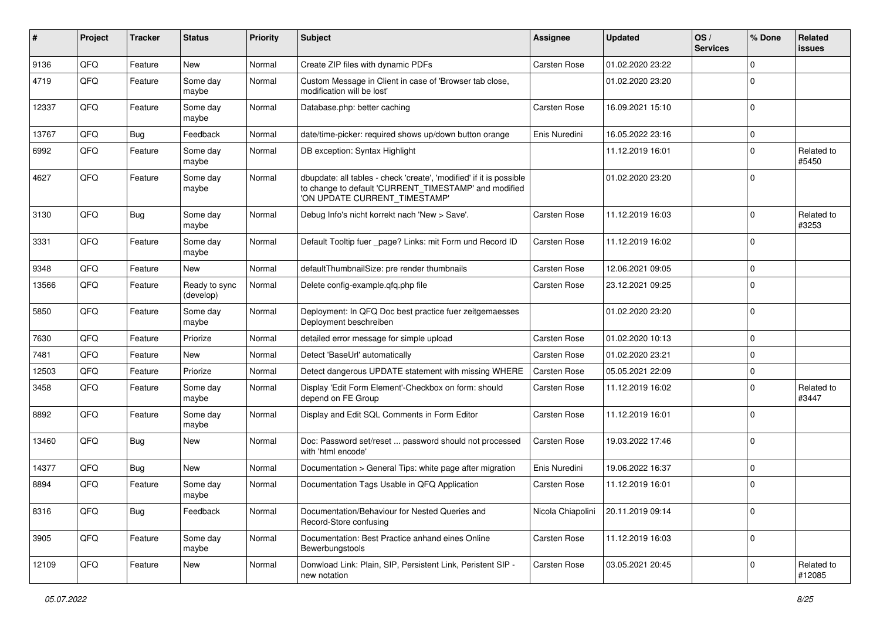| # | Project | Tracker | Status | Priority | Subject | Assignee | Updated | OS / Services | % Done | Related issues |
|---|---|---|---|---|---|---|---|---|---|---|
| 9136 | QFQ | Feature | New | Normal | Create ZIP files with dynamic PDFs | Carsten Rose | 01.02.2020 23:22 | | 0 | |
| 4719 | QFQ | Feature | Some day maybe | Normal | Custom Message in Client in case of 'Browser tab close, modification will be lost' | | 01.02.2020 23:20 | | 0 | |
| 12337 | QFQ | Feature | Some day maybe | Normal | Database.php: better caching | Carsten Rose | 16.09.2021 15:10 | | 0 | |
| 13767 | QFQ | Bug | Feedback | Normal | date/time-picker: required shows up/down button orange | Enis Nuredini | 16.05.2022 23:16 | | 0 | |
| 6992 | QFQ | Feature | Some day maybe | Normal | DB exception: Syntax Highlight | | 11.12.2019 16:01 | | 0 | Related to #5450 |
| 4627 | QFQ | Feature | Some day maybe | Normal | dbupdate: all tables - check 'create', 'modified' if it is possible to change to default 'CURRENT_TIMESTAMP' and modified 'ON UPDATE CURRENT_TIMESTAMP' | | 01.02.2020 23:20 | | 0 | |
| 3130 | QFQ | Bug | Some day maybe | Normal | Debug Info's nicht korrekt nach 'New > Save'. | Carsten Rose | 11.12.2019 16:03 | | 0 | Related to #3253 |
| 3331 | QFQ | Feature | Some day maybe | Normal | Default Tooltip fuer _page? Links: mit Form und Record ID | Carsten Rose | 11.12.2019 16:02 | | 0 | |
| 9348 | QFQ | Feature | New | Normal | defaultThumbnailSize: pre render thumbnails | Carsten Rose | 12.06.2021 09:05 | | 0 | |
| 13566 | QFQ | Feature | Ready to sync (develop) | Normal | Delete config-example.qfq.php file | Carsten Rose | 23.12.2021 09:25 | | 0 | |
| 5850 | QFQ | Feature | Some day maybe | Normal | Deployment: In QFQ Doc best practice fuer zeitgemaesses Deployment beschreiben | | 01.02.2020 23:20 | | 0 | |
| 7630 | QFQ | Feature | Priorize | Normal | detailed error message for simple upload | Carsten Rose | 01.02.2020 10:13 | | 0 | |
| 7481 | QFQ | Feature | New | Normal | Detect 'BaseUrl' automatically | Carsten Rose | 01.02.2020 23:21 | | 0 | |
| 12503 | QFQ | Feature | Priorize | Normal | Detect dangerous UPDATE statement with missing WHERE | Carsten Rose | 05.05.2021 22:09 | | 0 | |
| 3458 | QFQ | Feature | Some day maybe | Normal | Display 'Edit Form Element'-Checkbox on form: should depend on FE Group | Carsten Rose | 11.12.2019 16:02 | | 0 | Related to #3447 |
| 8892 | QFQ | Feature | Some day maybe | Normal | Display and Edit SQL Comments in Form Editor | Carsten Rose | 11.12.2019 16:01 | | 0 | |
| 13460 | QFQ | Bug | New | Normal | Doc: Password set/reset ... password should not processed with 'html encode' | Carsten Rose | 19.03.2022 17:46 | | 0 | |
| 14377 | QFQ | Bug | New | Normal | Documentation > General Tips: white page after migration | Enis Nuredini | 19.06.2022 16:37 | | 0 | |
| 8894 | QFQ | Feature | Some day maybe | Normal | Documentation Tags Usable in QFQ Application | Carsten Rose | 11.12.2019 16:01 | | 0 | |
| 8316 | QFQ | Bug | Feedback | Normal | Documentation/Behaviour for Nested Queries and Record-Store confusing | Nicola Chiapolini | 20.11.2019 09:14 | | 0 | |
| 3905 | QFQ | Feature | Some day maybe | Normal | Documentation: Best Practice anhand eines Online Bewerbungstools | Carsten Rose | 11.12.2019 16:03 | | 0 | |
| 12109 | QFQ | Feature | New | Normal | Donwload Link: Plain, SIP, Persistent Link, Peristent SIP - new notation | Carsten Rose | 03.05.2021 20:45 | | 0 | Related to #12085 |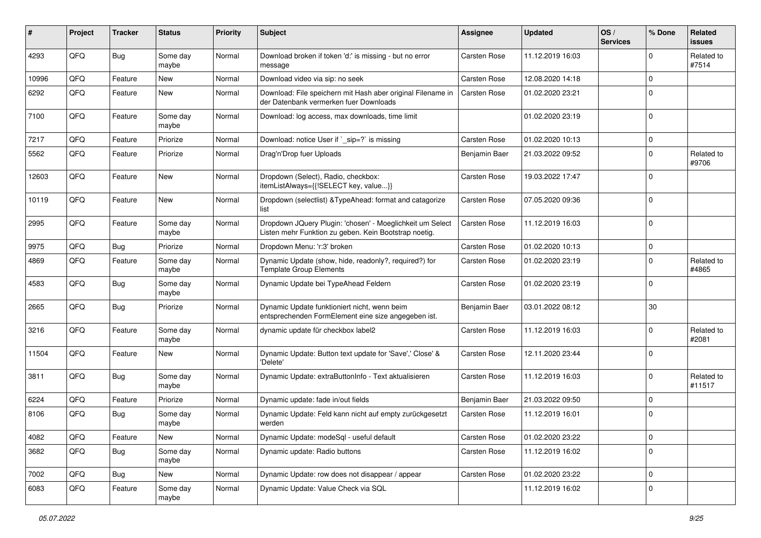| # | Project | Tracker | Status | Priority | Subject | Assignee | Updated | OS / Services | % Done | Related issues |
|---|---|---|---|---|---|---|---|---|---|---|
| 4293 | QFQ | Bug | Some day maybe | Normal | Download broken if token 'd:' is missing - but no error message | Carsten Rose | 11.12.2019 16:03 | | 0 | Related to #7514 |
| 10996 | QFQ | Feature | New | Normal | Download video via sip: no seek | Carsten Rose | 12.08.2020 14:18 | | 0 | |
| 6292 | QFQ | Feature | New | Normal | Download: File speichern mit Hash aber original Filename in der Datenbank vermerken fuer Downloads | Carsten Rose | 01.02.2020 23:21 | | 0 | |
| 7100 | QFQ | Feature | Some day maybe | Normal | Download: log access, max downloads, time limit | | 01.02.2020 23:19 | | 0 | |
| 7217 | QFQ | Feature | Priorize | Normal | Download: notice User if `_sip=?` is missing | Carsten Rose | 01.02.2020 10:13 | | 0 | |
| 5562 | QFQ | Feature | Priorize | Normal | Drag'n'Drop fuer Uploads | Benjamin Baer | 21.03.2022 09:52 | | 0 | Related to #9706 |
| 12603 | QFQ | Feature | New | Normal | Dropdown (Select), Radio, checkbox: itemListAlways={{!SELECT key, value...}} | Carsten Rose | 19.03.2022 17:47 | | 0 | |
| 10119 | QFQ | Feature | New | Normal | Dropdown (selectlist) &TypeAhead: format and catagorize list | Carsten Rose | 07.05.2020 09:36 | | 0 | |
| 2995 | QFQ | Feature | Some day maybe | Normal | Dropdown JQuery Plugin: 'chosen' - Moeglichkeit um Select Listen mehr Funktion zu geben. Kein Bootstrap noetig. | Carsten Rose | 11.12.2019 16:03 | | 0 | |
| 9975 | QFQ | Bug | Priorize | Normal | Dropdown Menu: 'r:3' broken | Carsten Rose | 01.02.2020 10:13 | | 0 | |
| 4869 | QFQ | Feature | Some day maybe | Normal | Dynamic Update (show, hide, readonly?, required?) for Template Group Elements | Carsten Rose | 01.02.2020 23:19 | | 0 | Related to #4865 |
| 4583 | QFQ | Bug | Some day maybe | Normal | Dynamic Update bei TypeAhead Feldern | Carsten Rose | 01.02.2020 23:19 | | 0 | |
| 2665 | QFQ | Bug | Priorize | Normal | Dynamic Update funktioniert nicht, wenn beim entsprechenden FormElement eine size angegeben ist. | Benjamin Baer | 03.01.2022 08:12 | | 30 | |
| 3216 | QFQ | Feature | Some day maybe | Normal | dynamic update für checkbox label2 | Carsten Rose | 11.12.2019 16:03 | | 0 | Related to #2081 |
| 11504 | QFQ | Feature | New | Normal | Dynamic Update: Button text update for 'Save',' Close' & 'Delete' | Carsten Rose | 12.11.2020 23:44 | | 0 | |
| 3811 | QFQ | Bug | Some day maybe | Normal | Dynamic Update: extraButtonInfo - Text aktualisieren | Carsten Rose | 11.12.2019 16:03 | | 0 | Related to #11517 |
| 6224 | QFQ | Feature | Priorize | Normal | Dynamic update: fade in/out fields | Benjamin Baer | 21.03.2022 09:50 | | 0 | |
| 8106 | QFQ | Bug | Some day maybe | Normal | Dynamic Update: Feld kann nicht auf empty zurückgesetzt werden | Carsten Rose | 11.12.2019 16:01 | | 0 | |
| 4082 | QFQ | Feature | New | Normal | Dynamic Update: modeSql - useful default | Carsten Rose | 01.02.2020 23:22 | | 0 | |
| 3682 | QFQ | Bug | Some day maybe | Normal | Dynamic update: Radio buttons | Carsten Rose | 11.12.2019 16:02 | | 0 | |
| 7002 | QFQ | Bug | New | Normal | Dynamic Update: row does not disappear / appear | Carsten Rose | 01.02.2020 23:22 | | 0 | |
| 6083 | QFQ | Feature | Some day maybe | Normal | Dynamic Update: Value Check via SQL | | 11.12.2019 16:02 | | 0 | |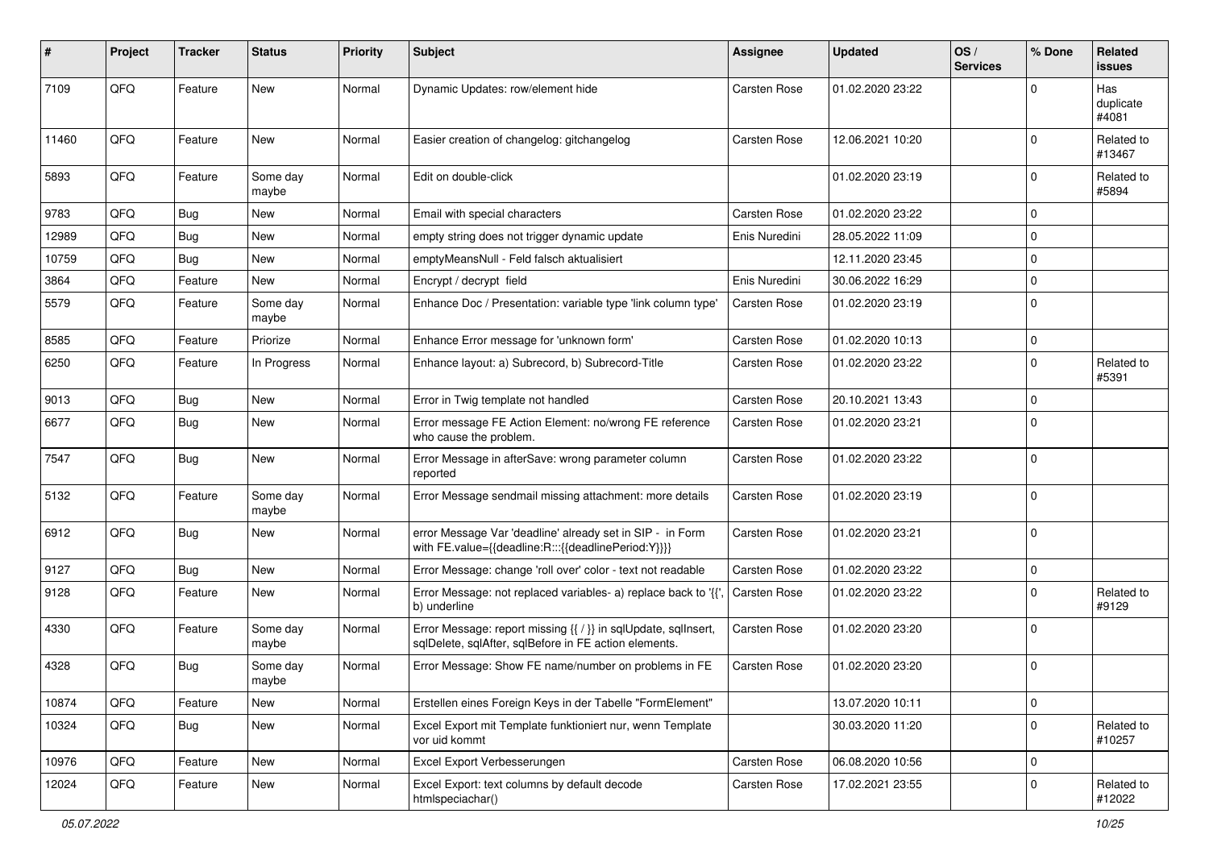| # | Project | Tracker | Status | Priority | Subject | Assignee | Updated | OS / Services | % Done | Related issues |
|---|---|---|---|---|---|---|---|---|---|---|
| 7109 | QFQ | Feature | New | Normal | Dynamic Updates: row/element hide | Carsten Rose | 01.02.2020 23:22 | | 0 | Has duplicate #4081 |
| 11460 | QFQ | Feature | New | Normal | Easier creation of changelog: gitchangelog | Carsten Rose | 12.06.2021 10:20 | | 0 | Related to #13467 |
| 5893 | QFQ | Feature | Some day maybe | Normal | Edit on double-click | | 01.02.2020 23:19 | | 0 | Related to #5894 |
| 9783 | QFQ | Bug | New | Normal | Email with special characters | Carsten Rose | 01.02.2020 23:22 | | 0 | |
| 12989 | QFQ | Bug | New | Normal | empty string does not trigger dynamic update | Enis Nuredini | 28.05.2022 11:09 | | 0 | |
| 10759 | QFQ | Bug | New | Normal | emptyMeansNull - Feld falsch aktualisiert | | 12.11.2020 23:45 | | 0 | |
| 3864 | QFQ | Feature | New | Normal | Encrypt / decrypt field | Enis Nuredini | 30.06.2022 16:29 | | 0 | |
| 5579 | QFQ | Feature | Some day maybe | Normal | Enhance Doc / Presentation: variable type 'link column type' | Carsten Rose | 01.02.2020 23:19 | | 0 | |
| 8585 | QFQ | Feature | Priorize | Normal | Enhance Error message for 'unknown form' | Carsten Rose | 01.02.2020 10:13 | | 0 | |
| 6250 | QFQ | Feature | In Progress | Normal | Enhance layout: a) Subrecord, b) Subrecord-Title | Carsten Rose | 01.02.2020 23:22 | | 0 | Related to #5391 |
| 9013 | QFQ | Bug | New | Normal | Error in Twig template not handled | Carsten Rose | 20.10.2021 13:43 | | 0 | |
| 6677 | QFQ | Bug | New | Normal | Error message FE Action Element: no/wrong FE reference who cause the problem. | Carsten Rose | 01.02.2020 23:21 | | 0 | |
| 7547 | QFQ | Bug | New | Normal | Error Message in afterSave: wrong parameter column reported | Carsten Rose | 01.02.2020 23:22 | | 0 | |
| 5132 | QFQ | Feature | Some day maybe | Normal | Error Message sendmail missing attachment: more details | Carsten Rose | 01.02.2020 23:19 | | 0 | |
| 6912 | QFQ | Bug | New | Normal | error Message Var 'deadline' already set in SIP - in Form with FE.value={{deadline:R:::{{deadlinePeriod:Y}}}} | Carsten Rose | 01.02.2020 23:21 | | 0 | |
| 9127 | QFQ | Bug | New | Normal | Error Message: change 'roll over' color - text not readable | Carsten Rose | 01.02.2020 23:22 | | 0 | |
| 9128 | QFQ | Feature | New | Normal | Error Message: not replaced variables- a) replace back to '{{', b) underline | Carsten Rose | 01.02.2020 23:22 | | 0 | Related to #9129 |
| 4330 | QFQ | Feature | Some day maybe | Normal | Error Message: report missing {{ / }} in sqlUpdate, sqlInsert, sqlDelete, sqlAfter, sqlBefore in FE action elements. | Carsten Rose | 01.02.2020 23:20 | | 0 | |
| 4328 | QFQ | Bug | Some day maybe | Normal | Error Message: Show FE name/number on problems in FE | Carsten Rose | 01.02.2020 23:20 | | 0 | |
| 10874 | QFQ | Feature | New | Normal | Erstellen eines Foreign Keys in der Tabelle "FormElement" | | 13.07.2020 10:11 | | 0 | |
| 10324 | QFQ | Bug | New | Normal | Excel Export mit Template funktioniert nur, wenn Template vor uid kommt | | 30.03.2020 11:20 | | 0 | Related to #10257 |
| 10976 | QFQ | Feature | New | Normal | Excel Export Verbesserungen | Carsten Rose | 06.08.2020 10:56 | | 0 | |
| 12024 | QFQ | Feature | New | Normal | Excel Export: text columns by default decode htmlspeciachar() | Carsten Rose | 17.02.2021 23:55 | | 0 | Related to #12022 |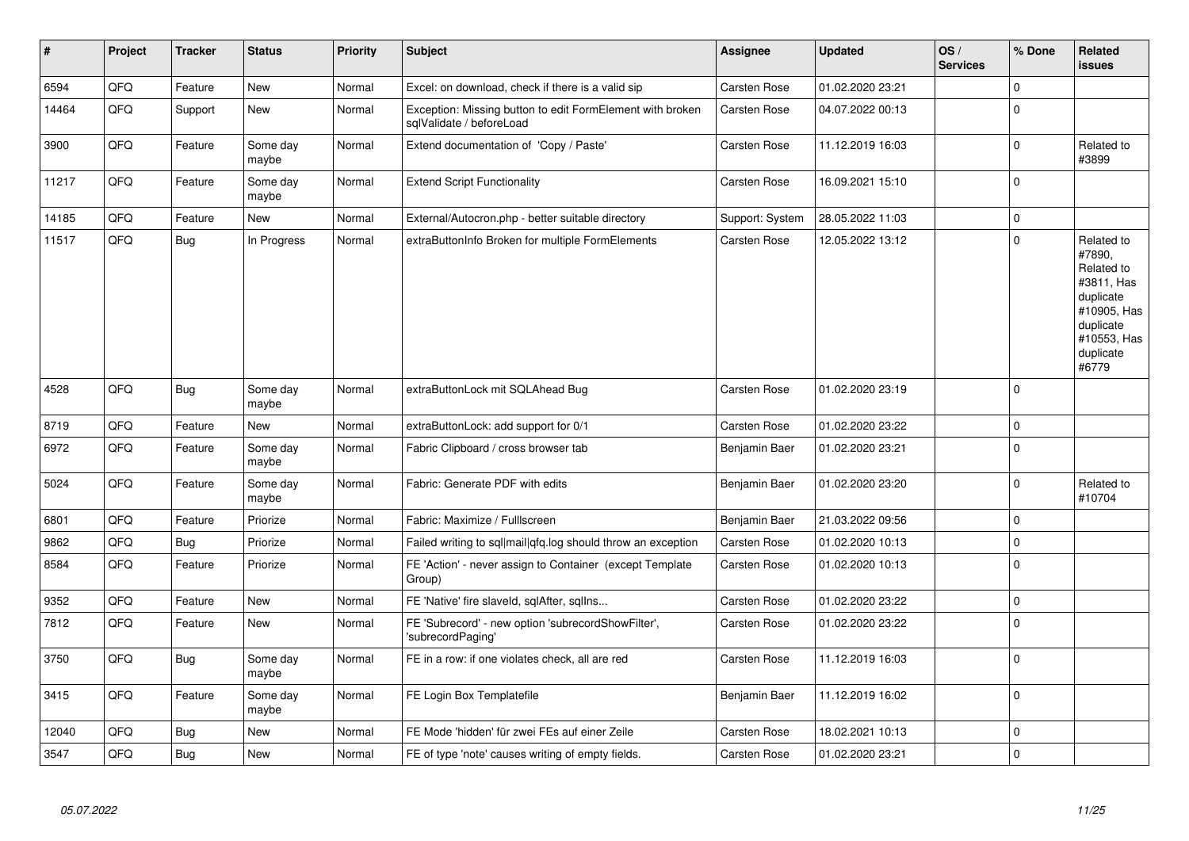| # | Project | Tracker | Status | Priority | Subject | Assignee | Updated | OS / Services | % Done | Related issues |
|---|---|---|---|---|---|---|---|---|---|---|
| 6594 | QFQ | Feature | New | Normal | Excel: on download, check if there is a valid sip | Carsten Rose | 01.02.2020 23:21 | | 0 | |
| 14464 | QFQ | Support | New | Normal | Exception: Missing button to edit FormElement with broken sqlValidate / beforeLoad | Carsten Rose | 04.07.2022 00:13 | | 0 | |
| 3900 | QFQ | Feature | Some day maybe | Normal | Extend documentation of 'Copy / Paste' | Carsten Rose | 11.12.2019 16:03 | | 0 | Related to #3899 |
| 11217 | QFQ | Feature | Some day maybe | Normal | Extend Script Functionality | Carsten Rose | 16.09.2021 15:10 | | 0 | |
| 14185 | QFQ | Feature | New | Normal | External/Autocron.php - better suitable directory | Support: System | 28.05.2022 11:03 | | 0 | |
| 11517 | QFQ | Bug | In Progress | Normal | extraButtonInfo Broken for multiple FormElements | Carsten Rose | 12.05.2022 13:12 | | 0 | Related to #7890, Related to #3811, Has duplicate #10905, Has duplicate #10553, Has duplicate #6779 |
| 4528 | QFQ | Bug | Some day maybe | Normal | extraButtonLock mit SQLAhead Bug | Carsten Rose | 01.02.2020 23:19 | | 0 | |
| 8719 | QFQ | Feature | New | Normal | extraButtonLock: add support for 0/1 | Carsten Rose | 01.02.2020 23:22 | | 0 | |
| 6972 | QFQ | Feature | Some day maybe | Normal | Fabric Clipboard / cross browser tab | Benjamin Baer | 01.02.2020 23:21 | | 0 | |
| 5024 | QFQ | Feature | Some day maybe | Normal | Fabric: Generate PDF with edits | Benjamin Baer | 01.02.2020 23:20 | | 0 | Related to #10704 |
| 6801 | QFQ | Feature | Priorize | Normal | Fabric: Maximize / Fulllscreen | Benjamin Baer | 21.03.2022 09:56 | | 0 | |
| 9862 | QFQ | Bug | Priorize | Normal | Failed writing to sql\|mail\|qfq.log should throw an exception | Carsten Rose | 01.02.2020 10:13 | | 0 | |
| 8584 | QFQ | Feature | Priorize | Normal | FE 'Action' - never assign to Container (except Template Group) | Carsten Rose | 01.02.2020 10:13 | | 0 | |
| 9352 | QFQ | Feature | New | Normal | FE 'Native' fire slaveId, sqlAfter, sqlIns... | Carsten Rose | 01.02.2020 23:22 | | 0 | |
| 7812 | QFQ | Feature | New | Normal | FE 'Subrecord' - new option 'subrecordShowFilter', 'subrecordPaging' | Carsten Rose | 01.02.2020 23:22 | | 0 | |
| 3750 | QFQ | Bug | Some day maybe | Normal | FE in a row: if one violates check, all are red | Carsten Rose | 11.12.2019 16:03 | | 0 | |
| 3415 | QFQ | Feature | Some day maybe | Normal | FE Login Box Templatefile | Benjamin Baer | 11.12.2019 16:02 | | 0 | |
| 12040 | QFQ | Bug | New | Normal | FE Mode 'hidden' für zwei FEs auf einer Zeile | Carsten Rose | 18.02.2021 10:13 | | 0 | |
| 3547 | QFQ | Bug | New | Normal | FE of type 'note' causes writing of empty fields. | Carsten Rose | 01.02.2020 23:21 | | 0 | |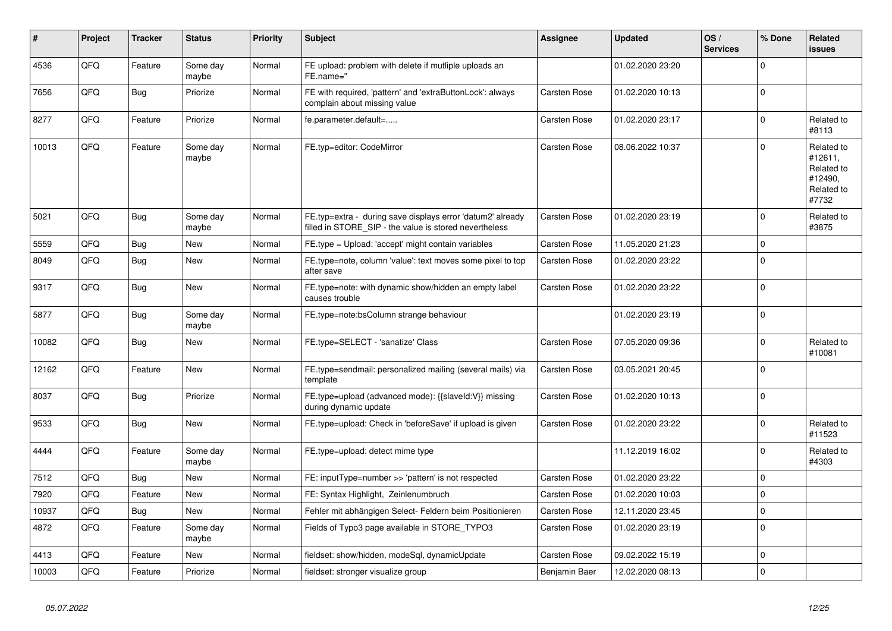| # | Project | Tracker | Status | Priority | Subject | Assignee | Updated | OS / Services | % Done | Related issues |
|---|---|---|---|---|---|---|---|---|---|---|
| 4536 | QFQ | Feature | Some day maybe | Normal | FE upload: problem with delete if mutliple uploads an FE.name=" | | 01.02.2020 23:20 | | 0 | |
| 7656 | QFQ | Bug | Priorize | Normal | FE with required, 'pattern' and 'extraButtonLock': always complain about missing value | Carsten Rose | 01.02.2020 10:13 | | 0 | |
| 8277 | QFQ | Feature | Priorize | Normal | fe.parameter.default=..... | Carsten Rose | 01.02.2020 23:17 | | 0 | Related to #8113 |
| 10013 | QFQ | Feature | Some day maybe | Normal | FE.typ=editor: CodeMirror | Carsten Rose | 08.06.2022 10:37 | | 0 | Related to #12611, Related to #12490, Related to #7732 |
| 5021 | QFQ | Bug | Some day maybe | Normal | FE.typ=extra - during save displays error 'datum2' already filled in STORE_SIP - the value is stored nevertheless | Carsten Rose | 01.02.2020 23:19 | | 0 | Related to #3875 |
| 5559 | QFQ | Bug | New | Normal | FE.type = Upload: 'accept' might contain variables | Carsten Rose | 11.05.2020 21:23 | | 0 | |
| 8049 | QFQ | Bug | New | Normal | FE.type=note, column 'value': text moves some pixel to top after save | Carsten Rose | 01.02.2020 23:22 | | 0 | |
| 9317 | QFQ | Bug | New | Normal | FE.type=note: with dynamic show/hidden an empty label causes trouble | Carsten Rose | 01.02.2020 23:22 | | 0 | |
| 5877 | QFQ | Bug | Some day maybe | Normal | FE.type=note:bsColumn strange behaviour | | 01.02.2020 23:19 | | 0 | |
| 10082 | QFQ | Bug | New | Normal | FE.type=SELECT - 'sanatize' Class | Carsten Rose | 07.05.2020 09:36 | | 0 | Related to #10081 |
| 12162 | QFQ | Feature | New | Normal | FE.type=sendmail: personalized mailing (several mails) via template | Carsten Rose | 03.05.2021 20:45 | | 0 | |
| 8037 | QFQ | Bug | Priorize | Normal | FE.type=upload (advanced mode): {{slaveId:V}} missing during dynamic update | Carsten Rose | 01.02.2020 10:13 | | 0 | |
| 9533 | QFQ | Bug | New | Normal | FE.type=upload: Check in 'beforeSave' if upload is given | Carsten Rose | 01.02.2020 23:22 | | 0 | Related to #11523 |
| 4444 | QFQ | Feature | Some day maybe | Normal | FE.type=upload: detect mime type | | 11.12.2019 16:02 | | 0 | Related to #4303 |
| 7512 | QFQ | Bug | New | Normal | FE: inputType=number >> 'pattern' is not respected | Carsten Rose | 01.02.2020 23:22 | | 0 | |
| 7920 | QFQ | Feature | New | Normal | FE: Syntax Highlight, Zeinlenumbruch | Carsten Rose | 01.02.2020 10:03 | | 0 | |
| 10937 | QFQ | Bug | New | Normal | Fehler mit abhängigen Select- Feldern beim Positionieren | Carsten Rose | 12.11.2020 23:45 | | 0 | |
| 4872 | QFQ | Feature | Some day maybe | Normal | Fields of Typo3 page available in STORE_TYPO3 | Carsten Rose | 01.02.2020 23:19 | | 0 | |
| 4413 | QFQ | Feature | New | Normal | fieldset: show/hidden, modeSql, dynamicUpdate | Carsten Rose | 09.02.2022 15:19 | | 0 | |
| 10003 | QFQ | Feature | Priorize | Normal | fieldset: stronger visualize group | Benjamin Baer | 12.02.2020 08:13 | | 0 | |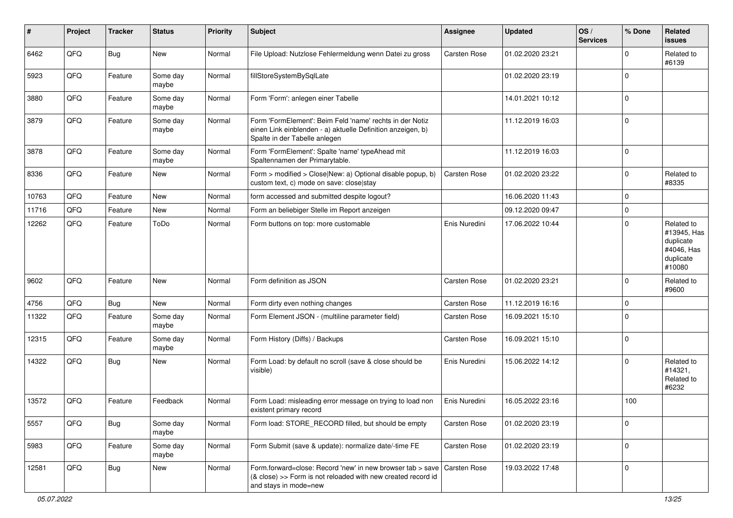| # | Project | Tracker | Status | Priority | Subject | Assignee | Updated | OS / Services | % Done | Related issues |
|---|---|---|---|---|---|---|---|---|---|---|
| 6462 | QFQ | Bug | New | Normal | File Upload: Nutzlose Fehlermeldung wenn Datei zu gross | Carsten Rose | 01.02.2020 23:21 | | 0 | Related to #6139 |
| 5923 | QFQ | Feature | Some day maybe | Normal | fillStoreSystemBySqlLate | | 01.02.2020 23:19 | | 0 | |
| 3880 | QFQ | Feature | Some day maybe | Normal | Form 'Form': anlegen einer Tabelle | | 14.01.2021 10:12 | | 0 | |
| 3879 | QFQ | Feature | Some day maybe | Normal | Form 'FormElement': Beim Feld 'name' rechts in der Notiz einen Link einblenden - a) aktuelle Definition anzeigen, b) Spalte in der Tabelle anlegen | | 11.12.2019 16:03 | | 0 | |
| 3878 | QFQ | Feature | Some day maybe | Normal | Form 'FormElement': Spalte 'name' typeAhead mit Spaltennamen der Primarytable. | | 11.12.2019 16:03 | | 0 | |
| 8336 | QFQ | Feature | New | Normal | Form > modified > Close\|New: a) Optional disable popup, b) custom text, c) mode on save: close\|stay | Carsten Rose | 01.02.2020 23:22 | | 0 | Related to #8335 |
| 10763 | QFQ | Feature | New | Normal | form accessed and submitted despite logout? | | 16.06.2020 11:43 | | 0 | |
| 11716 | QFQ | Feature | New | Normal | Form an beliebiger Stelle im Report anzeigen | | 09.12.2020 09:47 | | 0 | |
| 12262 | QFQ | Feature | ToDo | Normal | Form buttons on top: more customable | Enis Nuredini | 17.06.2022 10:44 | | 0 | Related to #13945, Has duplicate #4046, Has duplicate #10080 |
| 9602 | QFQ | Feature | New | Normal | Form definition as JSON | Carsten Rose | 01.02.2020 23:21 | | 0 | Related to #9600 |
| 4756 | QFQ | Bug | New | Normal | Form dirty even nothing changes | Carsten Rose | 11.12.2019 16:16 | | 0 | |
| 11322 | QFQ | Feature | Some day maybe | Normal | Form Element JSON - (multiline parameter field) | Carsten Rose | 16.09.2021 15:10 | | 0 | |
| 12315 | QFQ | Feature | Some day maybe | Normal | Form History (Diffs) / Backups | Carsten Rose | 16.09.2021 15:10 | | 0 | |
| 14322 | QFQ | Bug | New | Normal | Form Load: by default no scroll (save & close should be visible) | Enis Nuredini | 15.06.2022 14:12 | | 0 | Related to #14321, Related to #6232 |
| 13572 | QFQ | Feature | Feedback | Normal | Form Load: misleading error message on trying to load non existent primary record | Enis Nuredini | 16.05.2022 23:16 | | 100 | |
| 5557 | QFQ | Bug | Some day maybe | Normal | Form load: STORE_RECORD filled, but should be empty | Carsten Rose | 01.02.2020 23:19 | | 0 | |
| 5983 | QFQ | Feature | Some day maybe | Normal | Form Submit (save & update): normalize date/-time FE | Carsten Rose | 01.02.2020 23:19 | | 0 | |
| 12581 | QFQ | Bug | New | Normal | Form.forward=close: Record 'new' in new browser tab > save (& close) >> Form is not reloaded with new created record id and stays in mode=new | Carsten Rose | 19.03.2022 17:48 | | 0 | |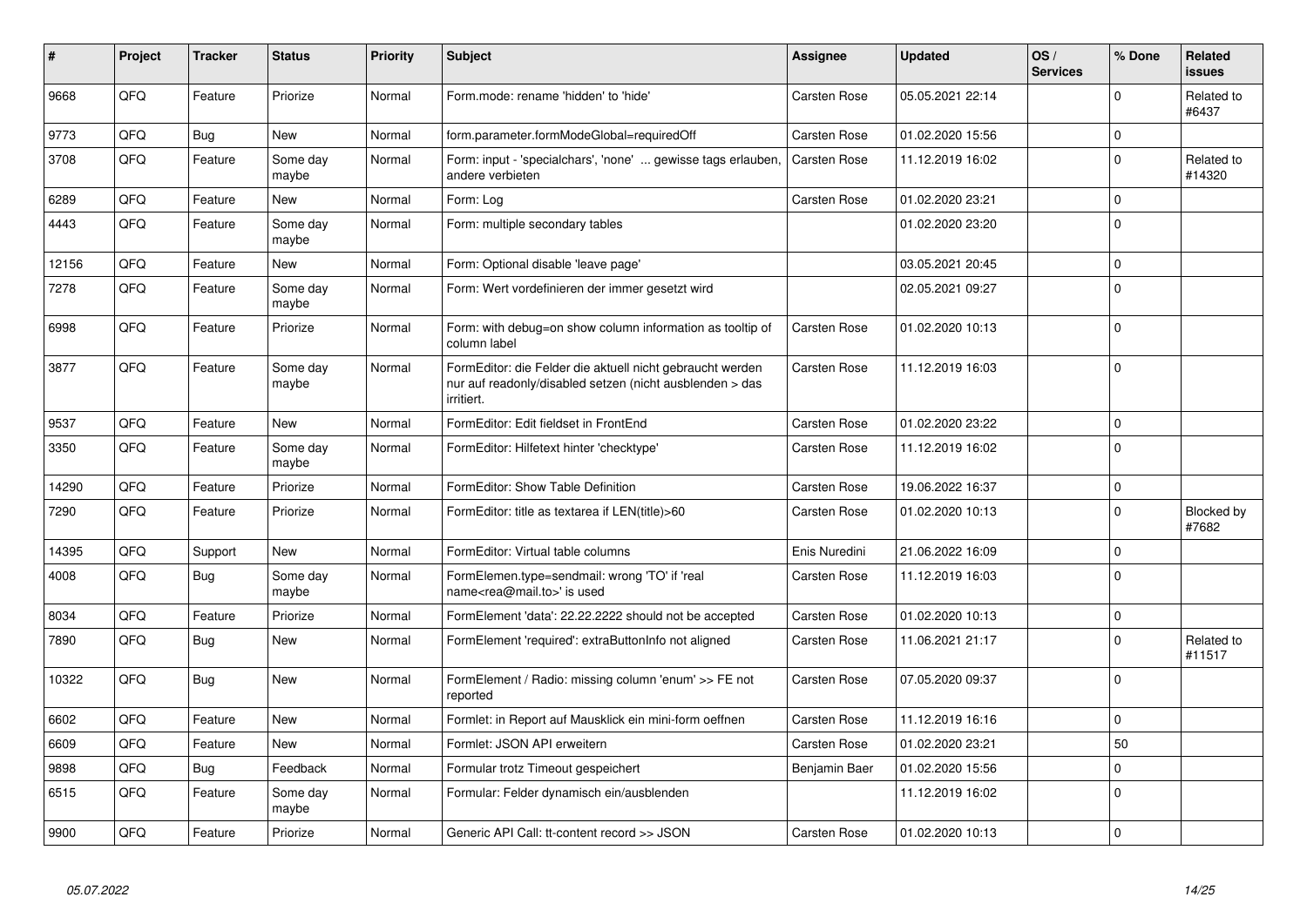| # | Project | Tracker | Status | Priority | Subject | Assignee | Updated | OS / Services | % Done | Related issues |
|---|---|---|---|---|---|---|---|---|---|---|
| 9668 | QFQ | Feature | Priorize | Normal | Form.mode: rename 'hidden' to 'hide' | Carsten Rose | 05.05.2021 22:14 | | 0 | Related to #6437 |
| 9773 | QFQ | Bug | New | Normal | form.parameter.formModeGlobal=requiredOff | Carsten Rose | 01.02.2020 15:56 | | 0 | |
| 3708 | QFQ | Feature | Some day maybe | Normal | Form: input - 'specialchars', 'none' ... gewisse tags erlauben, andere verbieten | Carsten Rose | 11.12.2019 16:02 | | 0 | Related to #14320 |
| 6289 | QFQ | Feature | New | Normal | Form: Log | Carsten Rose | 01.02.2020 23:21 | | 0 | |
| 4443 | QFQ | Feature | Some day maybe | Normal | Form: multiple secondary tables | | 01.02.2020 23:20 | | 0 | |
| 12156 | QFQ | Feature | New | Normal | Form: Optional disable 'leave page' | | 03.05.2021 20:45 | | 0 | |
| 7278 | QFQ | Feature | Some day maybe | Normal | Form: Wert vordefinieren der immer gesetzt wird | | 02.05.2021 09:27 | | 0 | |
| 6998 | QFQ | Feature | Priorize | Normal | Form: with debug=on show column information as tooltip of column label | Carsten Rose | 01.02.2020 10:13 | | 0 | |
| 3877 | QFQ | Feature | Some day maybe | Normal | FormEditor: die Felder die aktuell nicht gebraucht werden nur auf readonly/disabled setzen (nicht ausblenden > das irritiert. | Carsten Rose | 11.12.2019 16:03 | | 0 | |
| 9537 | QFQ | Feature | New | Normal | FormEditor: Edit fieldset in FrontEnd | Carsten Rose | 01.02.2020 23:22 | | 0 | |
| 3350 | QFQ | Feature | Some day maybe | Normal | FormEditor: Hilfetext hinter 'checktype' | Carsten Rose | 11.12.2019 16:02 | | 0 | |
| 14290 | QFQ | Feature | Priorize | Normal | FormEditor: Show Table Definition | Carsten Rose | 19.06.2022 16:37 | | 0 | |
| 7290 | QFQ | Feature | Priorize | Normal | FormEditor: title as textarea if LEN(title)>60 | Carsten Rose | 01.02.2020 10:13 | | 0 | Blocked by #7682 |
| 14395 | QFQ | Support | New | Normal | FormEditor: Virtual table columns | Enis Nuredini | 21.06.2022 16:09 | | 0 | |
| 4008 | QFQ | Bug | Some day maybe | Normal | FormElemen.type=sendmail: wrong 'TO' if 'real name<rea@mail.to>' is used | Carsten Rose | 11.12.2019 16:03 | | 0 | |
| 8034 | QFQ | Feature | Priorize | Normal | FormElement 'data': 22.22.2222 should not be accepted | Carsten Rose | 01.02.2020 10:13 | | 0 | |
| 7890 | QFQ | Bug | New | Normal | FormElement 'required': extraButtonInfo not aligned | Carsten Rose | 11.06.2021 21:17 | | 0 | Related to #11517 |
| 10322 | QFQ | Bug | New | Normal | FormElement / Radio: missing column 'enum' >> FE not reported | Carsten Rose | 07.05.2020 09:37 | | 0 | |
| 6602 | QFQ | Feature | New | Normal | Formlet: in Report auf Mausklick ein mini-form oeffnen | Carsten Rose | 11.12.2019 16:16 | | 0 | |
| 6609 | QFQ | Feature | New | Normal | Formlet: JSON API erweitern | Carsten Rose | 01.02.2020 23:21 | | 50 | |
| 9898 | QFQ | Bug | Feedback | Normal | Formular trotz Timeout gespeichert | Benjamin Baer | 01.02.2020 15:56 | | 0 | |
| 6515 | QFQ | Feature | Some day maybe | Normal | Formular: Felder dynamisch ein/ausblenden | | 11.12.2019 16:02 | | 0 | |
| 9900 | QFQ | Feature | Priorize | Normal | Generic API Call: tt-content record >> JSON | Carsten Rose | 01.02.2020 10:13 | | 0 | |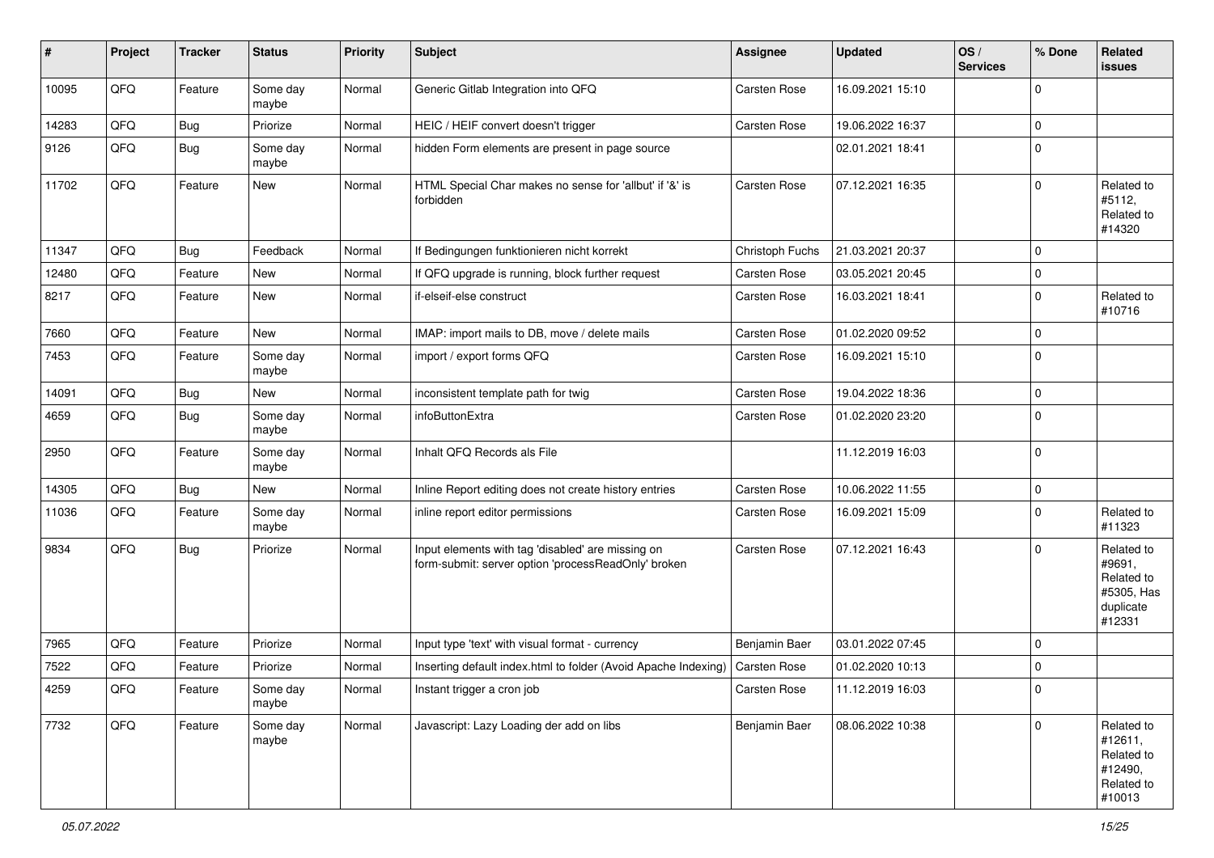| # | Project | Tracker | Status | Priority | Subject | Assignee | Updated | OS / Services | % Done | Related issues |
|---|---|---|---|---|---|---|---|---|---|---|
| 10095 | QFQ | Feature | Some day maybe | Normal | Generic Gitlab Integration into QFQ | Carsten Rose | 16.09.2021 15:10 | | 0 | |
| 14283 | QFQ | Bug | Priorize | Normal | HEIC / HEIF convert doesn't trigger | Carsten Rose | 19.06.2022 16:37 | | 0 | |
| 9126 | QFQ | Bug | Some day maybe | Normal | hidden Form elements are present in page source | | 02.01.2021 18:41 | | 0 | |
| 11702 | QFQ | Feature | New | Normal | HTML Special Char makes no sense for 'allbut' if '&' is forbidden | Carsten Rose | 07.12.2021 16:35 | | 0 | Related to #5112, Related to #14320 |
| 11347 | QFQ | Bug | Feedback | Normal | If Bedingungen funktionieren nicht korrekt | Christoph Fuchs | 21.03.2021 20:37 | | 0 | |
| 12480 | QFQ | Feature | New | Normal | If QFQ upgrade is running, block further request | Carsten Rose | 03.05.2021 20:45 | | 0 | |
| 8217 | QFQ | Feature | New | Normal | if-elseif-else construct | Carsten Rose | 16.03.2021 18:41 | | 0 | Related to #10716 |
| 7660 | QFQ | Feature | New | Normal | IMAP: import mails to DB, move / delete mails | Carsten Rose | 01.02.2020 09:52 | | 0 | |
| 7453 | QFQ | Feature | Some day maybe | Normal | import / export forms QFQ | Carsten Rose | 16.09.2021 15:10 | | 0 | |
| 14091 | QFQ | Bug | New | Normal | inconsistent template path for twig | Carsten Rose | 19.04.2022 18:36 | | 0 | |
| 4659 | QFQ | Bug | Some day maybe | Normal | infoButtonExtra | Carsten Rose | 01.02.2020 23:20 | | 0 | |
| 2950 | QFQ | Feature | Some day maybe | Normal | Inhalt QFQ Records als File | | 11.12.2019 16:03 | | 0 | |
| 14305 | QFQ | Bug | New | Normal | Inline Report editing does not create history entries | Carsten Rose | 10.06.2022 11:55 | | 0 | |
| 11036 | QFQ | Feature | Some day maybe | Normal | inline report editor permissions | Carsten Rose | 16.09.2021 15:09 | | 0 | Related to #11323 |
| 9834 | QFQ | Bug | Priorize | Normal | Input elements with tag 'disabled' are missing on form-submit: server option 'processReadOnly' broken | Carsten Rose | 07.12.2021 16:43 | | 0 | Related to #9691, Related to #5305, Has duplicate #12331 |
| 7965 | QFQ | Feature | Priorize | Normal | Input type 'text' with visual format - currency | Benjamin Baer | 03.01.2022 07:45 | | 0 | |
| 7522 | QFQ | Feature | Priorize | Normal | Inserting default index.html to folder (Avoid Apache Indexing) | Carsten Rose | 01.02.2020 10:13 | | 0 | |
| 4259 | QFQ | Feature | Some day maybe | Normal | Instant trigger a cron job | Carsten Rose | 11.12.2019 16:03 | | 0 | |
| 7732 | QFQ | Feature | Some day maybe | Normal | Javascript: Lazy Loading der add on libs | Benjamin Baer | 08.06.2022 10:38 | | 0 | Related to #12611, Related to #12490, Related to #10013 |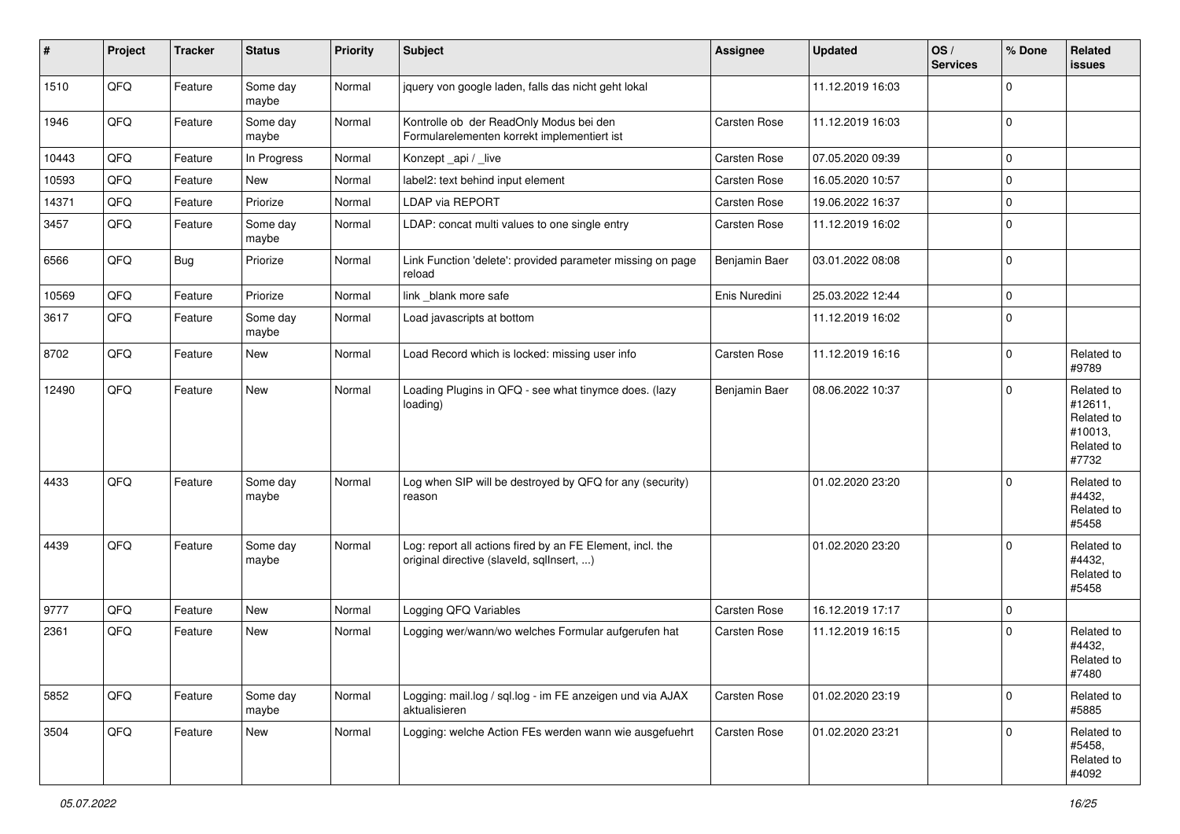| # | Project | Tracker | Status | Priority | Subject | Assignee | Updated | OS / Services | % Done | Related issues |
|---|---|---|---|---|---|---|---|---|---|---|
| 1510 | QFQ | Feature | Some day maybe | Normal | jquery von google laden, falls das nicht geht lokal | | 11.12.2019 16:03 | | 0 | |
| 1946 | QFQ | Feature | Some day maybe | Normal | Kontrolle ob der ReadOnly Modus bei den Formularelementen korrekt implementiert ist | Carsten Rose | 11.12.2019 16:03 | | 0 | |
| 10443 | QFQ | Feature | In Progress | Normal | Konzept _api / _live | Carsten Rose | 07.05.2020 09:39 | | 0 | |
| 10593 | QFQ | Feature | New | Normal | label2: text behind input element | Carsten Rose | 16.05.2020 10:57 | | 0 | |
| 14371 | QFQ | Feature | Priorize | Normal | LDAP via REPORT | Carsten Rose | 19.06.2022 16:37 | | 0 | |
| 3457 | QFQ | Feature | Some day maybe | Normal | LDAP: concat multi values to one single entry | Carsten Rose | 11.12.2019 16:02 | | 0 | |
| 6566 | QFQ | Bug | Priorize | Normal | Link Function 'delete': provided parameter missing on page reload | Benjamin Baer | 03.01.2022 08:08 | | 0 | |
| 10569 | QFQ | Feature | Priorize | Normal | link _blank more safe | Enis Nuredini | 25.03.2022 12:44 | | 0 | |
| 3617 | QFQ | Feature | Some day maybe | Normal | Load javascripts at bottom | | 11.12.2019 16:02 | | 0 | |
| 8702 | QFQ | Feature | New | Normal | Load Record which is locked: missing user info | Carsten Rose | 11.12.2019 16:16 | | 0 | Related to #9789 |
| 12490 | QFQ | Feature | New | Normal | Loading Plugins in QFQ - see what tinymce does. (lazy loading) | Benjamin Baer | 08.06.2022 10:37 | | 0 | Related to #12611, Related to #10013, Related to #7732 |
| 4433 | QFQ | Feature | Some day maybe | Normal | Log when SIP will be destroyed by QFQ for any (security) reason | | 01.02.2020 23:20 | | 0 | Related to #4432, Related to #5458 |
| 4439 | QFQ | Feature | Some day maybe | Normal | Log: report all actions fired by an FE Element, incl. the original directive (slaveId, sqlInsert, ...) | | 01.02.2020 23:20 | | 0 | Related to #4432, Related to #5458 |
| 9777 | QFQ | Feature | New | Normal | Logging QFQ Variables | Carsten Rose | 16.12.2019 17:17 | | 0 | |
| 2361 | QFQ | Feature | New | Normal | Logging wer/wann/wo welches Formular aufgerufen hat | Carsten Rose | 11.12.2019 16:15 | | 0 | Related to #4432, Related to #7480 |
| 5852 | QFQ | Feature | Some day maybe | Normal | Logging: mail.log / sql.log - im FE anzeigen und via AJAX aktualisieren | Carsten Rose | 01.02.2020 23:19 | | 0 | Related to #5885 |
| 3504 | QFQ | Feature | New | Normal | Logging: welche Action FEs werden wann wie ausgefuehrt | Carsten Rose | 01.02.2020 23:21 | | 0 | Related to #5458, Related to #4092 |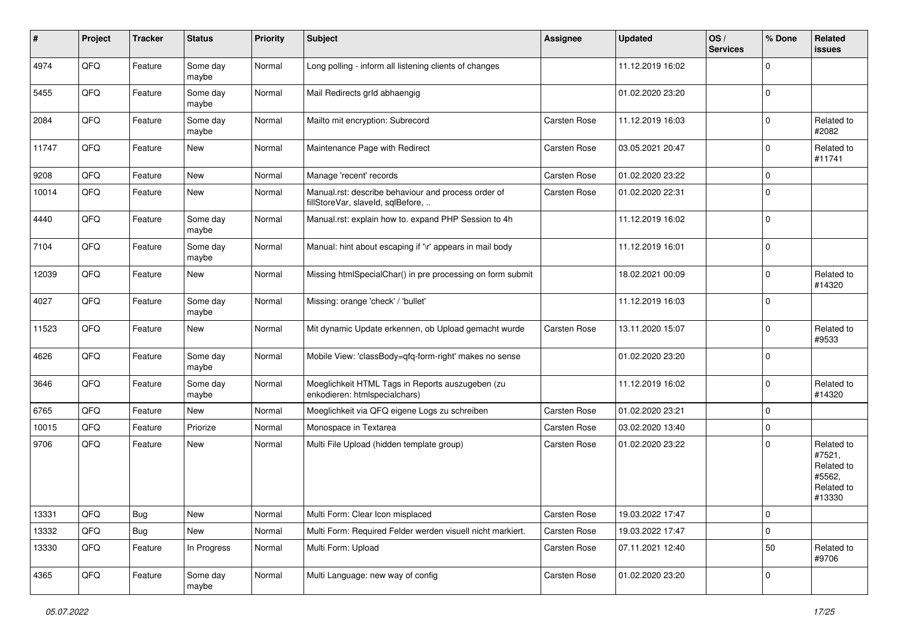| # | Project | Tracker | Status | Priority | Subject | Assignee | Updated | OS / Services | % Done | Related issues |
|---|---|---|---|---|---|---|---|---|---|---|
| 4974 | QFQ | Feature | Some day maybe | Normal | Long polling - inform all listening clients of changes | | 11.12.2019 16:02 | | 0 | |
| 5455 | QFQ | Feature | Some day maybe | Normal | Mail Redirects grId abhaengig | | 01.02.2020 23:20 | | 0 | |
| 2084 | QFQ | Feature | Some day maybe | Normal | Mailto mit encryption: Subrecord | Carsten Rose | 11.12.2019 16:03 | | 0 | Related to #2082 |
| 11747 | QFQ | Feature | New | Normal | Maintenance Page with Redirect | Carsten Rose | 03.05.2021 20:47 | | 0 | Related to #11741 |
| 9208 | QFQ | Feature | New | Normal | Manage 'recent' records | Carsten Rose | 01.02.2020 23:22 | | 0 | |
| 10014 | QFQ | Feature | New | Normal | Manual.rst: describe behaviour and process order of fillStoreVar, slaveId, sqlBefore, .. | Carsten Rose | 01.02.2020 22:31 | | 0 | |
| 4440 | QFQ | Feature | Some day maybe | Normal | Manual.rst: explain how to. expand PHP Session to 4h | | 11.12.2019 16:02 | | 0 | |
| 7104 | QFQ | Feature | Some day maybe | Normal | Manual: hint about escaping if '\r' appears in mail body | | 11.12.2019 16:01 | | 0 | |
| 12039 | QFQ | Feature | New | Normal | Missing htmlSpecialChar() in pre processing on form submit | | 18.02.2021 00:09 | | 0 | Related to #14320 |
| 4027 | QFQ | Feature | Some day maybe | Normal | Missing: orange 'check' / 'bullet' | | 11.12.2019 16:03 | | 0 | |
| 11523 | QFQ | Feature | New | Normal | Mit dynamic Update erkennen, ob Upload gemacht wurde | Carsten Rose | 13.11.2020 15:07 | | 0 | Related to #9533 |
| 4626 | QFQ | Feature | Some day maybe | Normal | Mobile View: 'classBody=qfq-form-right' makes no sense | | 01.02.2020 23:20 | | 0 | |
| 3646 | QFQ | Feature | Some day maybe | Normal | Moeglichkeit HTML Tags in Reports auszugeben (zu enkodieren: htmlspecialchars) | | 11.12.2019 16:02 | | 0 | Related to #14320 |
| 6765 | QFQ | Feature | New | Normal | Moeglichkeit via QFQ eigene Logs zu schreiben | Carsten Rose | 01.02.2020 23:21 | | 0 | |
| 10015 | QFQ | Feature | Priorize | Normal | Monospace in Textarea | Carsten Rose | 03.02.2020 13:40 | | 0 | |
| 9706 | QFQ | Feature | New | Normal | Multi File Upload (hidden template group) | Carsten Rose | 01.02.2020 23:22 | | 0 | Related to #7521, Related to #5562, Related to #13330 |
| 13331 | QFQ | Bug | New | Normal | Multi Form: Clear Icon misplaced | Carsten Rose | 19.03.2022 17:47 | | 0 | |
| 13332 | QFQ | Bug | New | Normal | Multi Form: Required Felder werden visuell nicht markiert. | Carsten Rose | 19.03.2022 17:47 | | 0 | |
| 13330 | QFQ | Feature | In Progress | Normal | Multi Form: Upload | Carsten Rose | 07.11.2021 12:40 | | 50 | Related to #9706 |
| 4365 | QFQ | Feature | Some day maybe | Normal | Multi Language: new way of config | Carsten Rose | 01.02.2020 23:20 | | 0 | |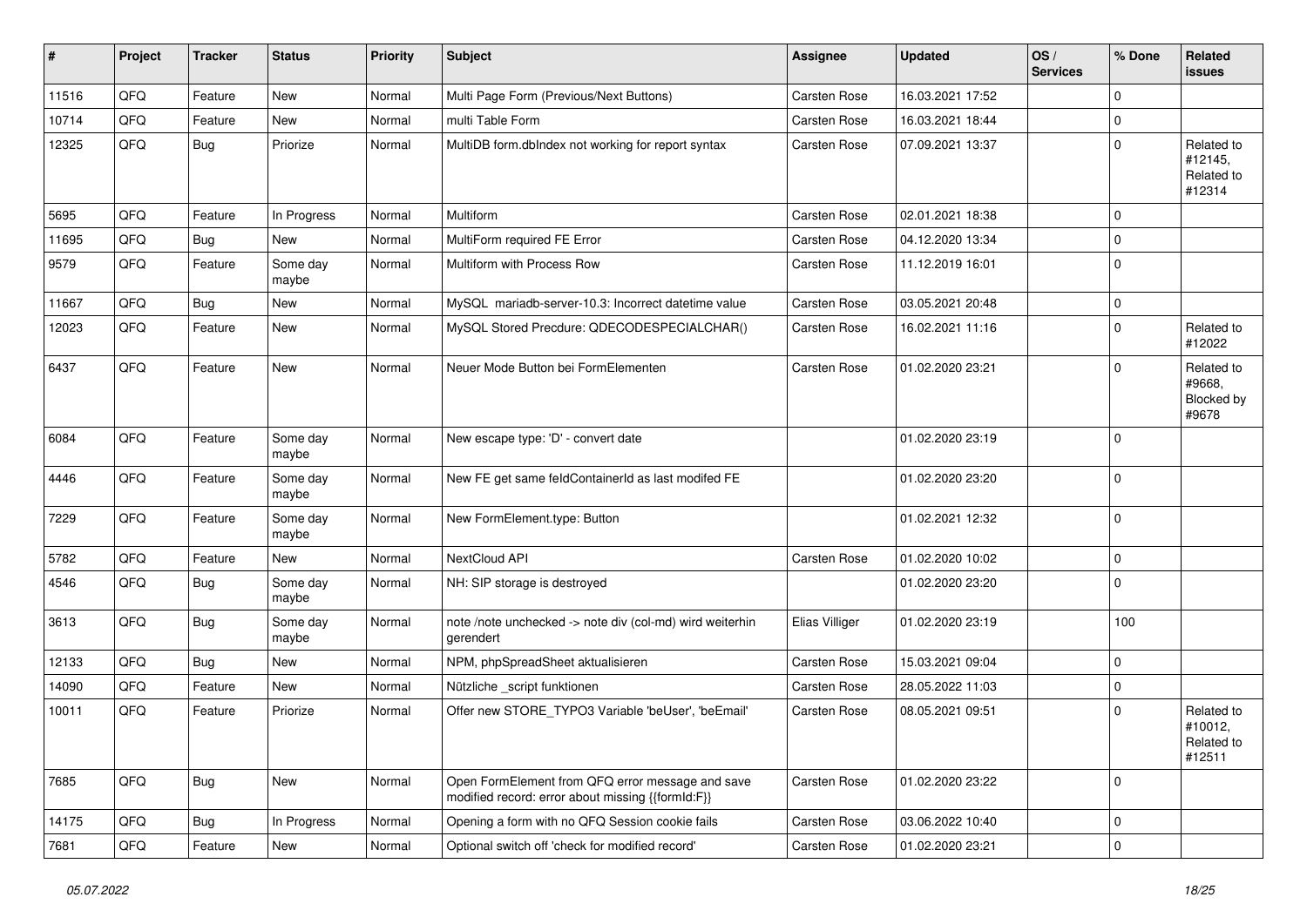| # | Project | Tracker | Status | Priority | Subject | Assignee | Updated | OS / Services | % Done | Related issues |
|---|---|---|---|---|---|---|---|---|---|---|
| 11516 | QFQ | Feature | New | Normal | Multi Page Form (Previous/Next Buttons) | Carsten Rose | 16.03.2021 17:52 | | 0 | |
| 10714 | QFQ | Feature | New | Normal | multi Table Form | Carsten Rose | 16.03.2021 18:44 | | 0 | |
| 12325 | QFQ | Bug | Priorize | Normal | MultiDB form.dbIndex not working for report syntax | Carsten Rose | 07.09.2021 13:37 | | 0 | Related to #12145, Related to #12314 |
| 5695 | QFQ | Feature | In Progress | Normal | Multiform | Carsten Rose | 02.01.2021 18:38 | | 0 | |
| 11695 | QFQ | Bug | New | Normal | MultiForm required FE Error | Carsten Rose | 04.12.2020 13:34 | | 0 | |
| 9579 | QFQ | Feature | Some day maybe | Normal | Multiform with Process Row | Carsten Rose | 11.12.2019 16:01 | | 0 | |
| 11667 | QFQ | Bug | New | Normal | MySQL mariadb-server-10.3: Incorrect datetime value | Carsten Rose | 03.05.2021 20:48 | | 0 | |
| 12023 | QFQ | Feature | New | Normal | MySQL Stored Precdure: QDECODESPECIALCHAR() | Carsten Rose | 16.02.2021 11:16 | | 0 | Related to #12022 |
| 6437 | QFQ | Feature | New | Normal | Neuer Mode Button bei FormElementen | Carsten Rose | 01.02.2020 23:21 | | 0 | Related to #9668, Blocked by #9678 |
| 6084 | QFQ | Feature | Some day maybe | Normal | New escape type: 'D' - convert date | | 01.02.2020 23:19 | | 0 | |
| 4446 | QFQ | Feature | Some day maybe | Normal | New FE get same feldContainerId as last modifed FE | | 01.02.2020 23:20 | | 0 | |
| 7229 | QFQ | Feature | Some day maybe | Normal | New FormElement.type: Button | | 01.02.2021 12:32 | | 0 | |
| 5782 | QFQ | Feature | New | Normal | NextCloud API | Carsten Rose | 01.02.2020 10:02 | | 0 | |
| 4546 | QFQ | Bug | Some day maybe | Normal | NH: SIP storage is destroyed | | 01.02.2020 23:20 | | 0 | |
| 3613 | QFQ | Bug | Some day maybe | Normal | note /note unchecked -> note div (col-md) wird weiterhin gerendert | Elias Villiger | 01.02.2020 23:19 | | 100 | |
| 12133 | QFQ | Bug | New | Normal | NPM, phpSpreadSheet aktualisieren | Carsten Rose | 15.03.2021 09:04 | | 0 | |
| 14090 | QFQ | Feature | New | Normal | Nützliche _script funktionen | Carsten Rose | 28.05.2022 11:03 | | 0 | |
| 10011 | QFQ | Feature | Priorize | Normal | Offer new STORE_TYPO3 Variable 'beUser', 'beEmail' | Carsten Rose | 08.05.2021 09:51 | | 0 | Related to #10012, Related to #12511 |
| 7685 | QFQ | Bug | New | Normal | Open FormElement from QFQ error message and save modified record: error about missing {{formId:F}} | Carsten Rose | 01.02.2020 23:22 | | 0 | |
| 14175 | QFQ | Bug | In Progress | Normal | Opening a form with no QFQ Session cookie fails | Carsten Rose | 03.06.2022 10:40 | | 0 | |
| 7681 | QFQ | Feature | New | Normal | Optional switch off 'check for modified record' | Carsten Rose | 01.02.2020 23:21 | | 0 | |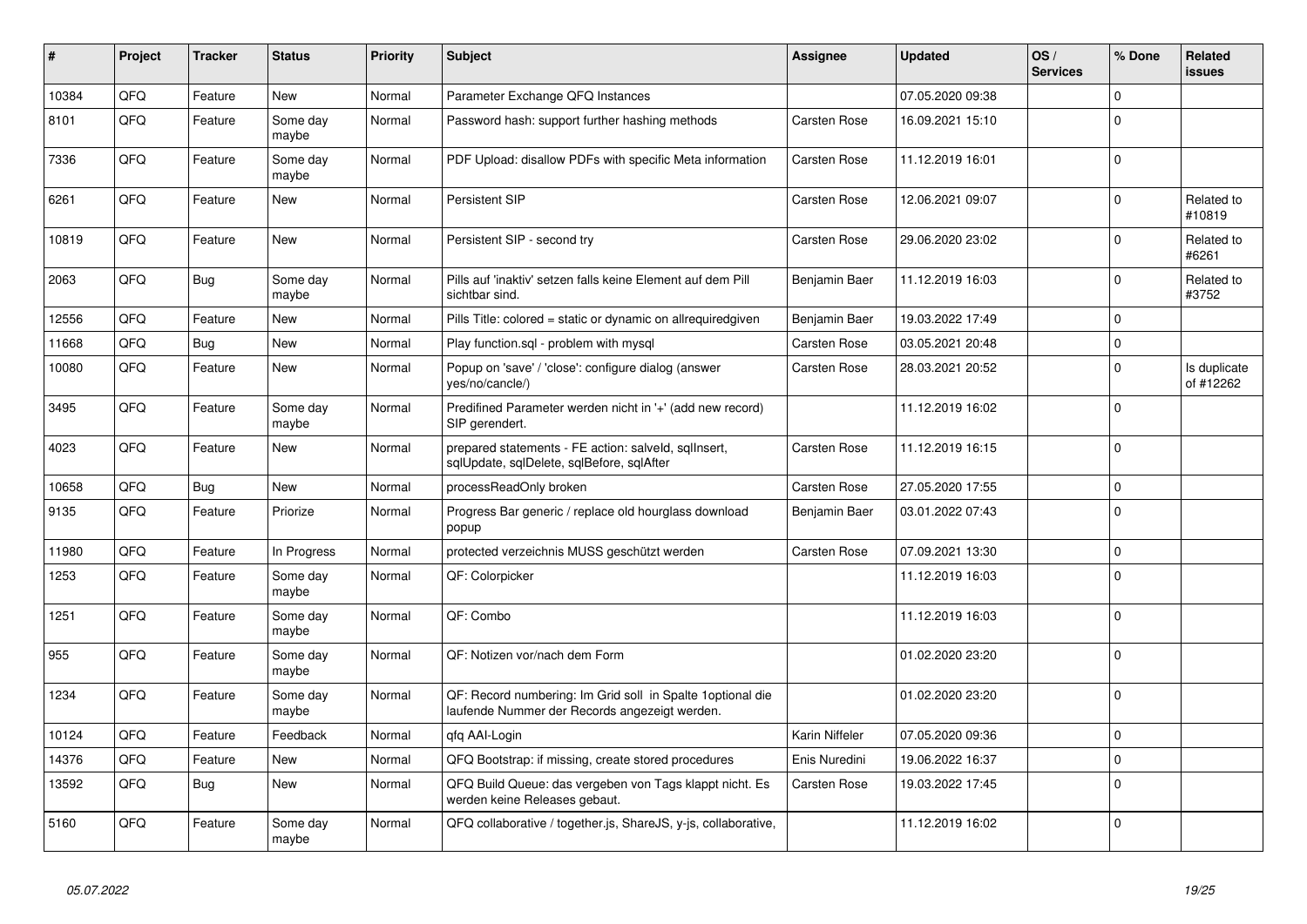| # | Project | Tracker | Status | Priority | Subject | Assignee | Updated | OS / Services | % Done | Related issues |
|---|---|---|---|---|---|---|---|---|---|---|
| 10384 | QFQ | Feature | New | Normal | Parameter Exchange QFQ Instances | | 07.05.2020 09:38 | | 0 | |
| 8101 | QFQ | Feature | Some day maybe | Normal | Password hash: support further hashing methods | Carsten Rose | 16.09.2021 15:10 | | 0 | |
| 7336 | QFQ | Feature | Some day maybe | Normal | PDF Upload: disallow PDFs with specific Meta information | Carsten Rose | 11.12.2019 16:01 | | 0 | |
| 6261 | QFQ | Feature | New | Normal | Persistent SIP | Carsten Rose | 12.06.2021 09:07 | | 0 | Related to #10819 |
| 10819 | QFQ | Feature | New | Normal | Persistent SIP - second try | Carsten Rose | 29.06.2020 23:02 | | 0 | Related to #6261 |
| 2063 | QFQ | Bug | Some day maybe | Normal | Pills auf 'inaktiv' setzen falls keine Element auf dem Pill sichtbar sind. | Benjamin Baer | 11.12.2019 16:03 | | 0 | Related to #3752 |
| 12556 | QFQ | Feature | New | Normal | Pills Title: colored = static or dynamic on allrequiredgiven | Benjamin Baer | 19.03.2022 17:49 | | 0 | |
| 11668 | QFQ | Bug | New | Normal | Play function.sql - problem with mysql | Carsten Rose | 03.05.2021 20:48 | | 0 | |
| 10080 | QFQ | Feature | New | Normal | Popup on 'save' / 'close': configure dialog (answer yes/no/cancle/) | Carsten Rose | 28.03.2021 20:52 | | 0 | Is duplicate of #12262 |
| 3495 | QFQ | Feature | Some day maybe | Normal | Predifined Parameter werden nicht in '+' (add new record) SIP gerendert. | | 11.12.2019 16:02 | | 0 | |
| 4023 | QFQ | Feature | New | Normal | prepared statements - FE action: salveld, sqlInsert, sqlUpdate, sqlDelete, sqlBefore, sqlAfter | Carsten Rose | 11.12.2019 16:15 | | 0 | |
| 10658 | QFQ | Bug | New | Normal | processReadOnly broken | Carsten Rose | 27.05.2020 17:55 | | 0 | |
| 9135 | QFQ | Feature | Priorize | Normal | Progress Bar generic / replace old hourglass download popup | Benjamin Baer | 03.01.2022 07:43 | | 0 | |
| 11980 | QFQ | Feature | In Progress | Normal | protected verzeichnis MUSS geschützt werden | Carsten Rose | 07.09.2021 13:30 | | 0 | |
| 1253 | QFQ | Feature | Some day maybe | Normal | QF: Colorpicker | | 11.12.2019 16:03 | | 0 | |
| 1251 | QFQ | Feature | Some day maybe | Normal | QF: Combo | | 11.12.2019 16:03 | | 0 | |
| 955 | QFQ | Feature | Some day maybe | Normal | QF: Notizen vor/nach dem Form | | 01.02.2020 23:20 | | 0 | |
| 1234 | QFQ | Feature | Some day maybe | Normal | QF: Record numbering: Im Grid soll in Spalte 1optional die laufende Nummer der Records angezeigt werden. | | 01.02.2020 23:20 | | 0 | |
| 10124 | QFQ | Feature | Feedback | Normal | qfq AAI-Login | Karin Niffeler | 07.05.2020 09:36 | | 0 | |
| 14376 | QFQ | Feature | New | Normal | QFQ Bootstrap: if missing, create stored procedures | Enis Nuredini | 19.06.2022 16:37 | | 0 | |
| 13592 | QFQ | Bug | New | Normal | QFQ Build Queue: das vergeben von Tags klappt nicht. Es werden keine Releases gebaut. | Carsten Rose | 19.03.2022 17:45 | | 0 | |
| 5160 | QFQ | Feature | Some day maybe | Normal | QFQ collaborative / together.js, ShareJS, y-js, collaborative, | | 11.12.2019 16:02 | | 0 | |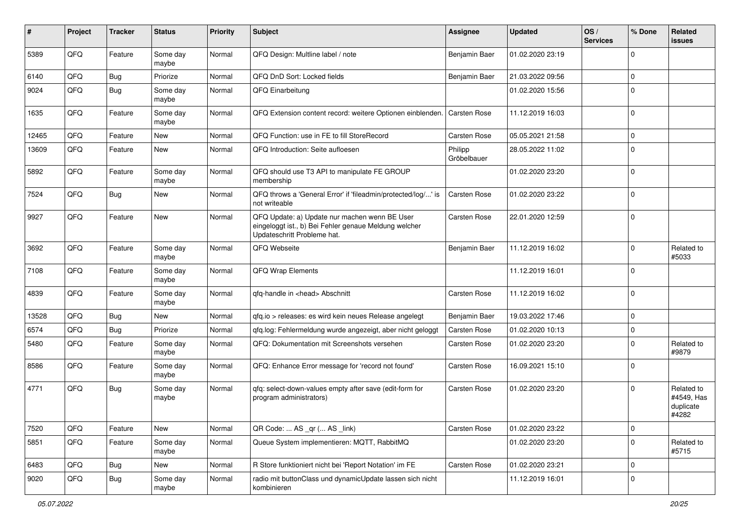| # | Project | Tracker | Status | Priority | Subject | Assignee | Updated | OS / Services | % Done | Related issues |
|---|---|---|---|---|---|---|---|---|---|---|
| 5389 | QFQ | Feature | Some day maybe | Normal | QFQ Design: Multline label / note | Benjamin Baer | 01.02.2020 23:19 | | 0 | |
| 6140 | QFQ | Bug | Priorize | Normal | QFQ DnD Sort: Locked fields | Benjamin Baer | 21.03.2022 09:56 | | 0 | |
| 9024 | QFQ | Bug | Some day maybe | Normal | QFQ Einarbeitung | | 01.02.2020 15:56 | | 0 | |
| 1635 | QFQ | Feature | Some day maybe | Normal | QFQ Extension content record: weitere Optionen einblenden. | Carsten Rose | 11.12.2019 16:03 | | 0 | |
| 12465 | QFQ | Feature | New | Normal | QFQ Function: use in FE to fill StoreRecord | Carsten Rose | 05.05.2021 21:58 | | 0 | |
| 13609 | QFQ | Feature | New | Normal | QFQ Introduction: Seite aufloesen | Philipp Gröbelbauer | 28.05.2022 11:02 | | 0 | |
| 5892 | QFQ | Feature | Some day maybe | Normal | QFQ should use T3 API to manipulate FE GROUP membership | | 01.02.2020 23:20 | | 0 | |
| 7524 | QFQ | Bug | New | Normal | QFQ throws a 'General Error' if 'fileadmin/protected/log/...' is not writeable | Carsten Rose | 01.02.2020 23:22 | | 0 | |
| 9927 | QFQ | Feature | New | Normal | QFQ Update: a) Update nur machen wenn BE User eingeloggt ist., b) Bei Fehler genaue Meldung welcher Updateschritt Probleme hat. | Carsten Rose | 22.01.2020 12:59 | | 0 | |
| 3692 | QFQ | Feature | Some day maybe | Normal | QFQ Webseite | Benjamin Baer | 11.12.2019 16:02 | | 0 | Related to #5033 |
| 7108 | QFQ | Feature | Some day maybe | Normal | QFQ Wrap Elements | | 11.12.2019 16:01 | | 0 | |
| 4839 | QFQ | Feature | Some day maybe | Normal | qfq-handle in <head> Abschnitt | Carsten Rose | 11.12.2019 16:02 | | 0 | |
| 13528 | QFQ | Bug | New | Normal | qfq.io > releases: es wird kein neues Release angelegt | Benjamin Baer | 19.03.2022 17:46 | | 0 | |
| 6574 | QFQ | Bug | Priorize | Normal | qfq.log: Fehlermeldung wurde angezeigt, aber nicht geloggt | Carsten Rose | 01.02.2020 10:13 | | 0 | |
| 5480 | QFQ | Feature | Some day maybe | Normal | QFQ: Dokumentation mit Screenshots versehen | Carsten Rose | 01.02.2020 23:20 | | 0 | Related to #9879 |
| 8586 | QFQ | Feature | Some day maybe | Normal | QFQ: Enhance Error message for 'record not found' | Carsten Rose | 16.09.2021 15:10 | | 0 | |
| 4771 | QFQ | Bug | Some day maybe | Normal | qfq: select-down-values empty after save (edit-form for program administrators) | Carsten Rose | 01.02.2020 23:20 | | 0 | Related to #4549, Has duplicate #4282 |
| 7520 | QFQ | Feature | New | Normal | QR Code: ... AS _qr (... AS _link) | Carsten Rose | 01.02.2020 23:22 | | 0 | |
| 5851 | QFQ | Feature | Some day maybe | Normal | Queue System implementieren: MQTT, RabbitMQ | | 01.02.2020 23:20 | | 0 | Related to #5715 |
| 6483 | QFQ | Bug | New | Normal | R Store funktioniert nicht bei 'Report Notation' im FE | Carsten Rose | 01.02.2020 23:21 | | 0 | |
| 9020 | QFQ | Bug | Some day maybe | Normal | radio mit buttonClass und dynamicUpdate lassen sich nicht kombinieren | | 11.12.2019 16:01 | | 0 | |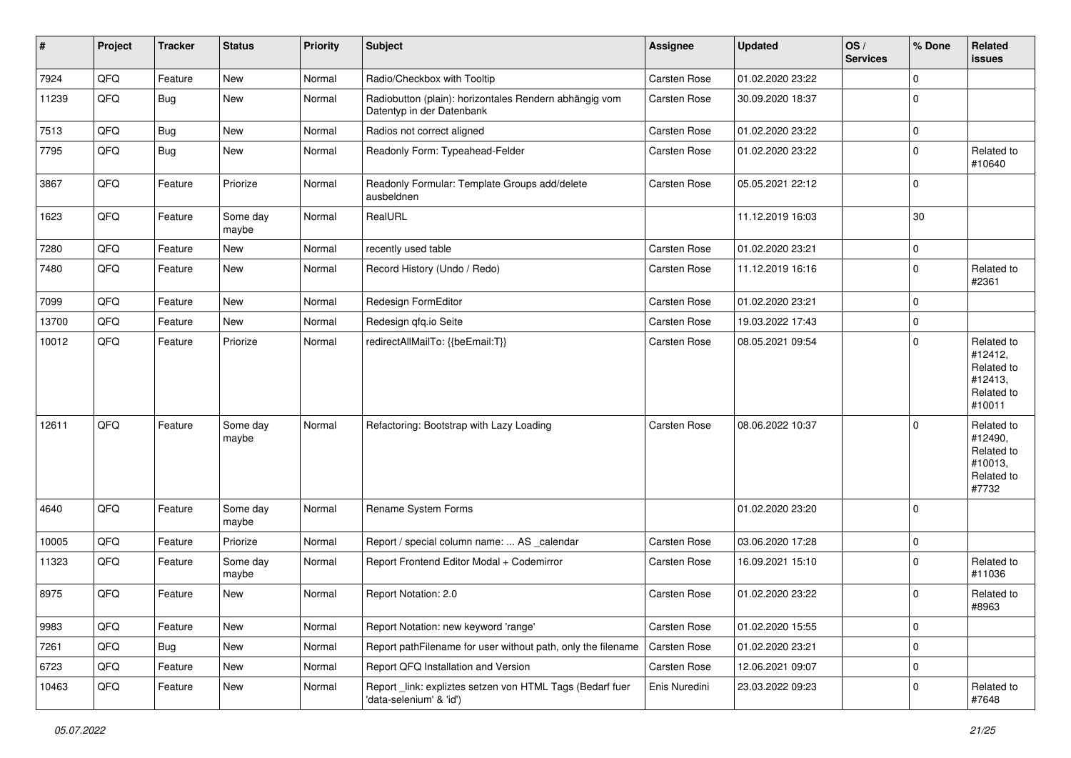| # | Project | Tracker | Status | Priority | Subject | Assignee | Updated | OS / Services | % Done | Related issues |
|---|---|---|---|---|---|---|---|---|---|---|
| 7924 | QFQ | Feature | New | Normal | Radio/Checkbox with Tooltip | Carsten Rose | 01.02.2020 23:22 | | 0 | |
| 11239 | QFQ | Bug | New | Normal | Radiobutton (plain): horizontales Rendern abhängig vom Datentyp in der Datenbank | Carsten Rose | 30.09.2020 18:37 | | 0 | |
| 7513 | QFQ | Bug | New | Normal | Radios not correct aligned | Carsten Rose | 01.02.2020 23:22 | | 0 | |
| 7795 | QFQ | Bug | New | Normal | Readonly Form: Typeahead-Felder | Carsten Rose | 01.02.2020 23:22 | | 0 | Related to #10640 |
| 3867 | QFQ | Feature | Priorize | Normal | Readonly Formular: Template Groups add/delete ausbeldnen | Carsten Rose | 05.05.2021 22:12 | | 0 | |
| 1623 | QFQ | Feature | Some day maybe | Normal | RealURL | | 11.12.2019 16:03 | | 30 | |
| 7280 | QFQ | Feature | New | Normal | recently used table | Carsten Rose | 01.02.2020 23:21 | | 0 | |
| 7480 | QFQ | Feature | New | Normal | Record History (Undo / Redo) | Carsten Rose | 11.12.2019 16:16 | | 0 | Related to #2361 |
| 7099 | QFQ | Feature | New | Normal | Redesign FormEditor | Carsten Rose | 01.02.2020 23:21 | | 0 | |
| 13700 | QFQ | Feature | New | Normal | Redesign qfq.io Seite | Carsten Rose | 19.03.2022 17:43 | | 0 | |
| 10012 | QFQ | Feature | Priorize | Normal | redirectAllMailTo: {{beEmail:T}} | Carsten Rose | 08.05.2021 09:54 | | 0 | Related to #12412, Related to #12413, Related to #10011 |
| 12611 | QFQ | Feature | Some day maybe | Normal | Refactoring: Bootstrap with Lazy Loading | Carsten Rose | 08.06.2022 10:37 | | 0 | Related to #12490, Related to #10013, Related to #7732 |
| 4640 | QFQ | Feature | Some day maybe | Normal | Rename System Forms | | 01.02.2020 23:20 | | 0 | |
| 10005 | QFQ | Feature | Priorize | Normal | Report / special column name: ... AS _calendar | Carsten Rose | 03.06.2020 17:28 | | 0 | |
| 11323 | QFQ | Feature | Some day maybe | Normal | Report Frontend Editor Modal + Codemirror | Carsten Rose | 16.09.2021 15:10 | | 0 | Related to #11036 |
| 8975 | QFQ | Feature | New | Normal | Report Notation: 2.0 | Carsten Rose | 01.02.2020 23:22 | | 0 | Related to #8963 |
| 9983 | QFQ | Feature | New | Normal | Report Notation: new keyword 'range' | Carsten Rose | 01.02.2020 15:55 | | 0 | |
| 7261 | QFQ | Bug | New | Normal | Report pathFilename for user without path, only the filename | Carsten Rose | 01.02.2020 23:21 | | 0 | |
| 6723 | QFQ | Feature | New | Normal | Report QFQ Installation and Version | Carsten Rose | 12.06.2021 09:07 | | 0 | |
| 10463 | QFQ | Feature | New | Normal | Report _link: expliztes setzen von HTML Tags (Bedarf fuer 'data-selenium' & 'id') | Enis Nuredini | 23.03.2022 09:23 | | 0 | Related to #7648 |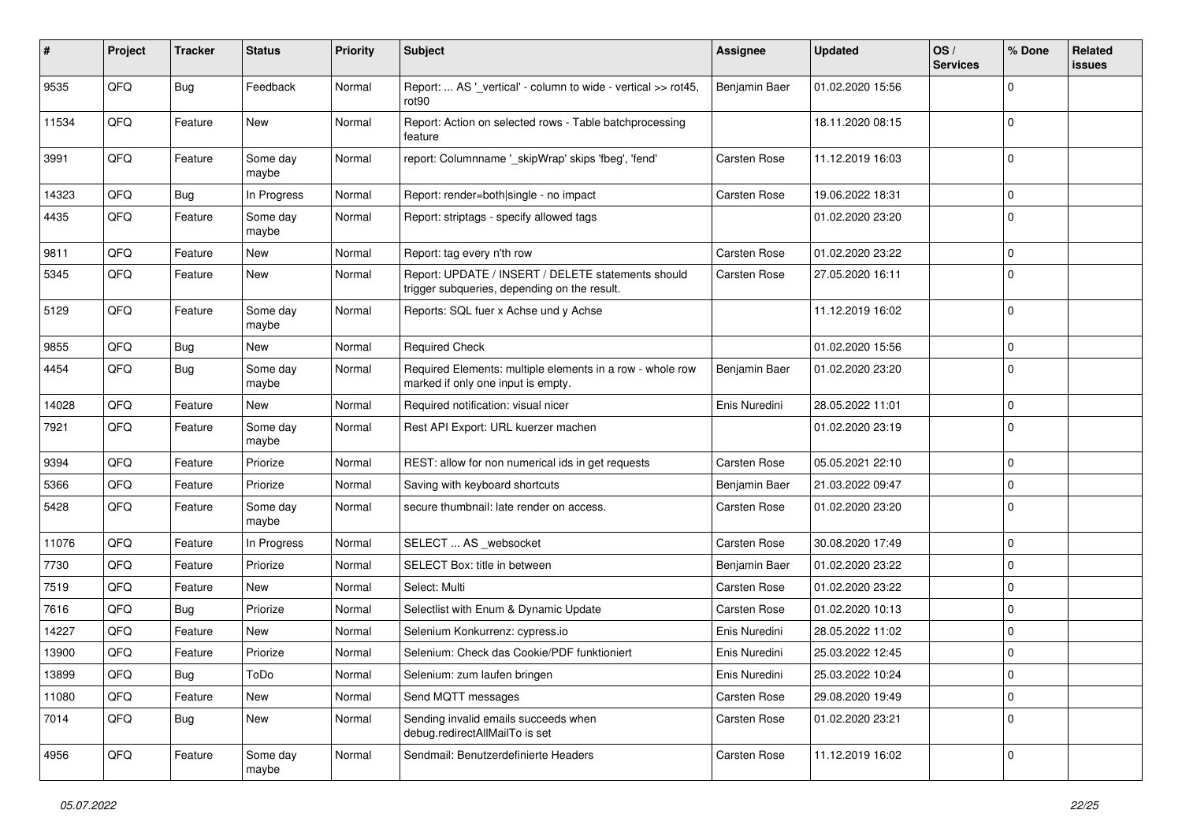| # | Project | Tracker | Status | Priority | Subject | Assignee | Updated | OS / Services | % Done | Related issues |
|---|---|---|---|---|---|---|---|---|---|---|
| 9535 | QFQ | Bug | Feedback | Normal | Report: ... AS '_vertical' - column to wide - vertical >> rot45, rot90 | Benjamin Baer | 01.02.2020 15:56 | | 0 | |
| 11534 | QFQ | Feature | New | Normal | Report: Action on selected rows - Table batchprocessing feature | | 18.11.2020 08:15 | | 0 | |
| 3991 | QFQ | Feature | Some day maybe | Normal | report: Columnname '_skipWrap' skips 'fbeg', 'fend' | Carsten Rose | 11.12.2019 16:03 | | 0 | |
| 14323 | QFQ | Bug | In Progress | Normal | Report: render=both\|single - no impact | Carsten Rose | 19.06.2022 18:31 | | 0 | |
| 4435 | QFQ | Feature | Some day maybe | Normal | Report: striptags - specify allowed tags | | 01.02.2020 23:20 | | 0 | |
| 9811 | QFQ | Feature | New | Normal | Report: tag every n'th row | Carsten Rose | 01.02.2020 23:22 | | 0 | |
| 5345 | QFQ | Feature | New | Normal | Report: UPDATE / INSERT / DELETE statements should trigger subqueries, depending on the result. | Carsten Rose | 27.05.2020 16:11 | | 0 | |
| 5129 | QFQ | Feature | Some day maybe | Normal | Reports: SQL fuer x Achse und y Achse | | 11.12.2019 16:02 | | 0 | |
| 9855 | QFQ | Bug | New | Normal | Required Check | | 01.02.2020 15:56 | | 0 | |
| 4454 | QFQ | Bug | Some day maybe | Normal | Required Elements: multiple elements in a row - whole row marked if only one input is empty. | Benjamin Baer | 01.02.2020 23:20 | | 0 | |
| 14028 | QFQ | Feature | New | Normal | Required notification: visual nicer | Enis Nuredini | 28.05.2022 11:01 | | 0 | |
| 7921 | QFQ | Feature | Some day maybe | Normal | Rest API Export: URL kuerzer machen | | 01.02.2020 23:19 | | 0 | |
| 9394 | QFQ | Feature | Priorize | Normal | REST: allow for non numerical ids in get requests | Carsten Rose | 05.05.2021 22:10 | | 0 | |
| 5366 | QFQ | Feature | Priorize | Normal | Saving with keyboard shortcuts | Benjamin Baer | 21.03.2022 09:47 | | 0 | |
| 5428 | QFQ | Feature | Some day maybe | Normal | secure thumbnail: late render on access. | Carsten Rose | 01.02.2020 23:20 | | 0 | |
| 11076 | QFQ | Feature | In Progress | Normal | SELECT ... AS _websocket | Carsten Rose | 30.08.2020 17:49 | | 0 | |
| 7730 | QFQ | Feature | Priorize | Normal | SELECT Box: title in between | Benjamin Baer | 01.02.2020 23:22 | | 0 | |
| 7519 | QFQ | Feature | New | Normal | Select: Multi | Carsten Rose | 01.02.2020 23:22 | | 0 | |
| 7616 | QFQ | Bug | Priorize | Normal | Selectlist with Enum & Dynamic Update | Carsten Rose | 01.02.2020 10:13 | | 0 | |
| 14227 | QFQ | Feature | New | Normal | Selenium Konkurrenz: cypress.io | Enis Nuredini | 28.05.2022 11:02 | | 0 | |
| 13900 | QFQ | Feature | Priorize | Normal | Selenium: Check das Cookie/PDF funktioniert | Enis Nuredini | 25.03.2022 12:45 | | 0 | |
| 13899 | QFQ | Bug | ToDo | Normal | Selenium: zum laufen bringen | Enis Nuredini | 25.03.2022 10:24 | | 0 | |
| 11080 | QFQ | Feature | New | Normal | Send MQTT messages | Carsten Rose | 29.08.2020 19:49 | | 0 | |
| 7014 | QFQ | Bug | New | Normal | Sending invalid emails succeeds when debug.redirectAllMailTo is set | Carsten Rose | 01.02.2020 23:21 | | 0 | |
| 4956 | QFQ | Feature | Some day maybe | Normal | Sendmail: Benutzerdefinierte Headers | Carsten Rose | 11.12.2019 16:02 | | 0 | |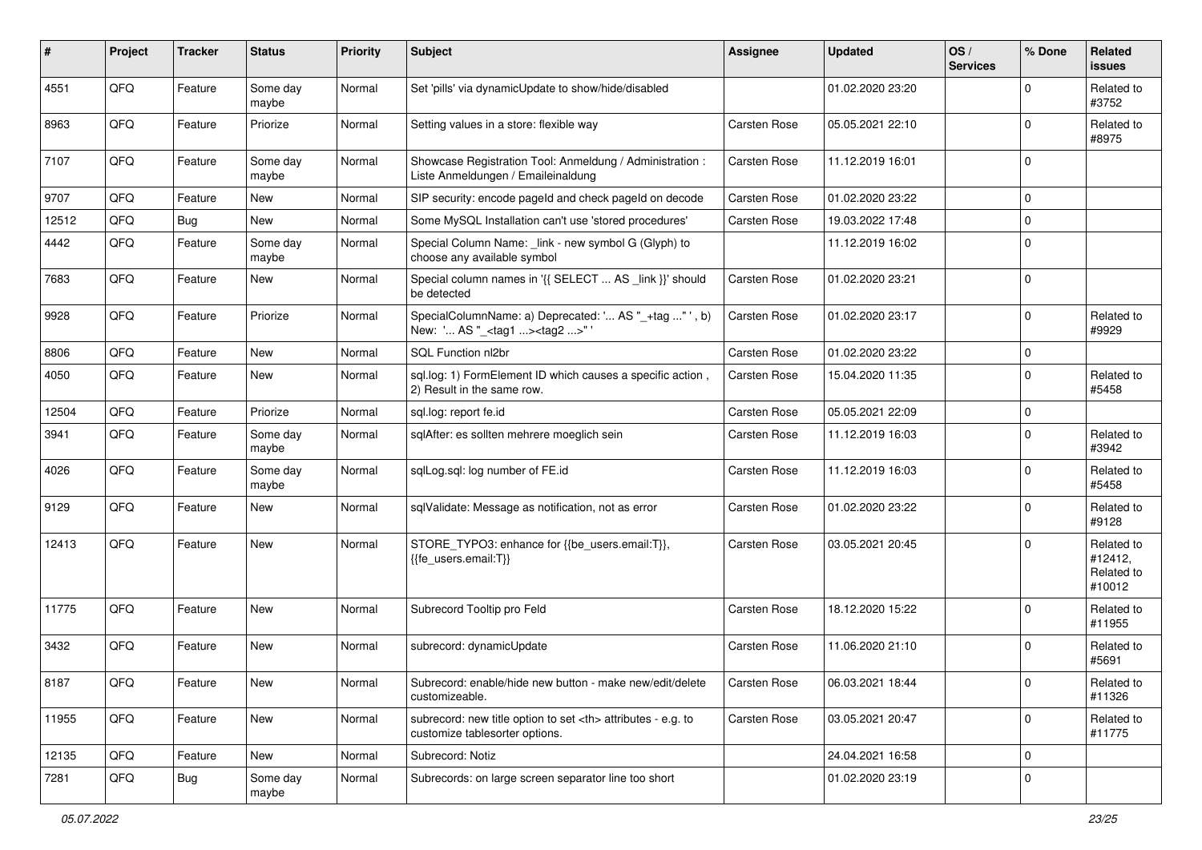| # | Project | Tracker | Status | Priority | Subject | Assignee | Updated | OS / Services | % Done | Related issues |
|---|---|---|---|---|---|---|---|---|---|---|
| 4551 | QFQ | Feature | Some day maybe | Normal | Set 'pills' via dynamicUpdate to show/hide/disabled | | 01.02.2020 23:20 | | 0 | Related to #3752 |
| 8963 | QFQ | Feature | Priorize | Normal | Setting values in a store: flexible way | Carsten Rose | 05.05.2021 22:10 | | 0 | Related to #8975 |
| 7107 | QFQ | Feature | Some day maybe | Normal | Showcase Registration Tool: Anmeldung / Administration : Liste Anmeldungen / Emaileinaldung | Carsten Rose | 11.12.2019 16:01 | | 0 | |
| 9707 | QFQ | Feature | New | Normal | SIP security: encode pageId and check pageId on decode | Carsten Rose | 01.02.2020 23:22 | | 0 | |
| 12512 | QFQ | Bug | New | Normal | Some MySQL Installation can't use 'stored procedures' | Carsten Rose | 19.03.2022 17:48 | | 0 | |
| 4442 | QFQ | Feature | Some day maybe | Normal | Special Column Name: _link - new symbol G (Glyph) to choose any available symbol | | 11.12.2019 16:02 | | 0 | |
| 7683 | QFQ | Feature | New | Normal | Special column names in '{{ SELECT ... AS _link }}' should be detected | Carsten Rose | 01.02.2020 23:21 | | 0 | |
| 9928 | QFQ | Feature | Priorize | Normal | SpecialColumnName: a) Deprecated: '... AS "_+tag ..." ', b) New: '... AS "_<tag1 ...><tag2 ...>" ' | Carsten Rose | 01.02.2020 23:17 | | 0 | Related to #9929 |
| 8806 | QFQ | Feature | New | Normal | SQL Function nl2br | Carsten Rose | 01.02.2020 23:22 | | 0 | |
| 4050 | QFQ | Feature | New | Normal | sql.log: 1) FormElement ID which causes a specific action , 2) Result in the same row. | Carsten Rose | 15.04.2020 11:35 | | 0 | Related to #5458 |
| 12504 | QFQ | Feature | Priorize | Normal | sql.log: report fe.id | Carsten Rose | 05.05.2021 22:09 | | 0 | |
| 3941 | QFQ | Feature | Some day maybe | Normal | sqlAfter: es sollten mehrere moeglich sein | Carsten Rose | 11.12.2019 16:03 | | 0 | Related to #3942 |
| 4026 | QFQ | Feature | Some day maybe | Normal | sqlLog.sql: log number of FE.id | Carsten Rose | 11.12.2019 16:03 | | 0 | Related to #5458 |
| 9129 | QFQ | Feature | New | Normal | sqlValidate: Message as notification, not as error | Carsten Rose | 01.02.2020 23:22 | | 0 | Related to #9128 |
| 12413 | QFQ | Feature | New | Normal | STORE_TYPO3: enhance for {{be_users.email:T}}, {{fe_users.email:T}} | Carsten Rose | 03.05.2021 20:45 | | 0 | Related to #12412, Related to #10012 |
| 11775 | QFQ | Feature | New | Normal | Subrecord Tooltip pro Feld | Carsten Rose | 18.12.2020 15:22 | | 0 | Related to #11955 |
| 3432 | QFQ | Feature | New | Normal | subrecord: dynamicUpdate | Carsten Rose | 11.06.2020 21:10 | | 0 | Related to #5691 |
| 8187 | QFQ | Feature | New | Normal | Subrecord: enable/hide new button - make new/edit/delete customizeable. | Carsten Rose | 06.03.2021 18:44 | | 0 | Related to #11326 |
| 11955 | QFQ | Feature | New | Normal | subrecord: new title option to set <th> attributes - e.g. to customize tablesorter options. | Carsten Rose | 03.05.2021 20:47 | | 0 | Related to #11775 |
| 12135 | QFQ | Feature | New | Normal | Subrecord: Notiz | | 24.04.2021 16:58 | | 0 | |
| 7281 | QFQ | Bug | Some day maybe | Normal | Subrecords: on large screen separator line too short | | 01.02.2020 23:19 | | 0 | |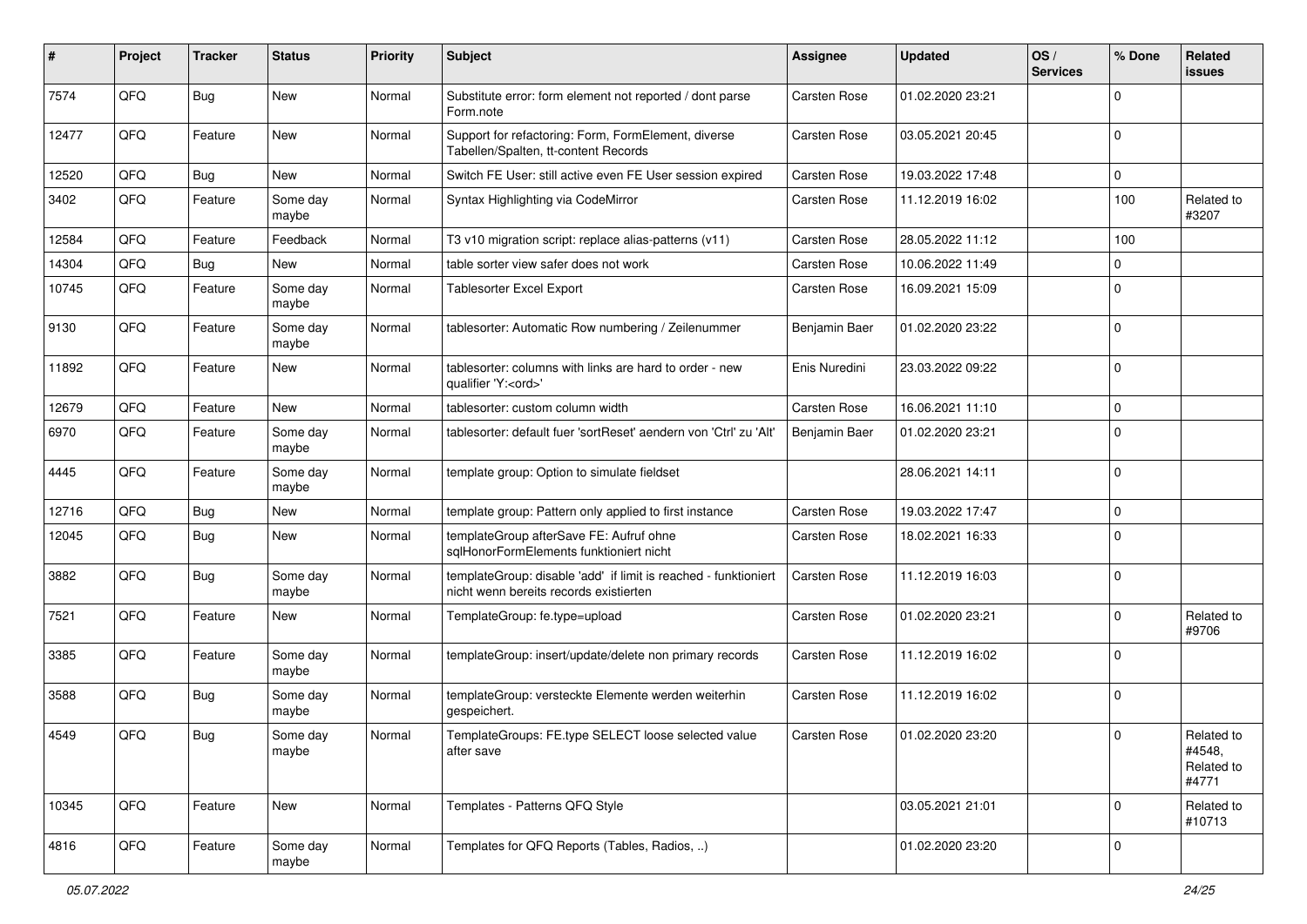| # | Project | Tracker | Status | Priority | Subject | Assignee | Updated | OS / Services | % Done | Related issues |
|---|---|---|---|---|---|---|---|---|---|---|
| 7574 | QFQ | Bug | New | Normal | Substitute error: form element not reported / dont parse Form.note | Carsten Rose | 01.02.2020 23:21 | | 0 | |
| 12477 | QFQ | Feature | New | Normal | Support for refactoring: Form, FormElement, diverse Tabellen/Spalten, tt-content Records | Carsten Rose | 03.05.2021 20:45 | | 0 | |
| 12520 | QFQ | Bug | New | Normal | Switch FE User: still active even FE User session expired | Carsten Rose | 19.03.2022 17:48 | | 0 | |
| 3402 | QFQ | Feature | Some day maybe | Normal | Syntax Highlighting via CodeMirror | Carsten Rose | 11.12.2019 16:02 | | 100 | Related to #3207 |
| 12584 | QFQ | Feature | Feedback | Normal | T3 v10 migration script: replace alias-patterns (v11) | Carsten Rose | 28.05.2022 11:12 | | 100 | |
| 14304 | QFQ | Bug | New | Normal | table sorter view safer does not work | Carsten Rose | 10.06.2022 11:49 | | 0 | |
| 10745 | QFQ | Feature | Some day maybe | Normal | Tablesorter Excel Export | Carsten Rose | 16.09.2021 15:09 | | 0 | |
| 9130 | QFQ | Feature | Some day maybe | Normal | tablesorter: Automatic Row numbering / Zeilenummer | Benjamin Baer | 01.02.2020 23:22 | | 0 | |
| 11892 | QFQ | Feature | New | Normal | tablesorter: columns with links are hard to order - new qualifier 'Y:<ord>' | Enis Nuredini | 23.03.2022 09:22 | | 0 | |
| 12679 | QFQ | Feature | New | Normal | tablesorter: custom column width | Carsten Rose | 16.06.2021 11:10 | | 0 | |
| 6970 | QFQ | Feature | Some day maybe | Normal | tablesorter: default fuer 'sortReset' aendern von 'Ctrl' zu 'Alt' | Benjamin Baer | 01.02.2020 23:21 | | 0 | |
| 4445 | QFQ | Feature | Some day maybe | Normal | template group: Option to simulate fieldset | | 28.06.2021 14:11 | | 0 | |
| 12716 | QFQ | Bug | New | Normal | template group: Pattern only applied to first instance | Carsten Rose | 19.03.2022 17:47 | | 0 | |
| 12045 | QFQ | Bug | New | Normal | templateGroup afterSave FE: Aufruf ohne sqlHonorFormElements funktioniert nicht | Carsten Rose | 18.02.2021 16:33 | | 0 | |
| 3882 | QFQ | Bug | Some day maybe | Normal | templateGroup: disable 'add' if limit is reached - funktioniert nicht wenn bereits records existierten | Carsten Rose | 11.12.2019 16:03 | | 0 | |
| 7521 | QFQ | Feature | New | Normal | TemplateGroup: fe.type=upload | Carsten Rose | 01.02.2020 23:21 | | 0 | Related to #9706 |
| 3385 | QFQ | Feature | Some day maybe | Normal | templateGroup: insert/update/delete non primary records | Carsten Rose | 11.12.2019 16:02 | | 0 | |
| 3588 | QFQ | Bug | Some day maybe | Normal | templateGroup: versteckte Elemente werden weiterhin gespeichert. | Carsten Rose | 11.12.2019 16:02 | | 0 | |
| 4549 | QFQ | Bug | Some day maybe | Normal | TemplateGroups: FE.type SELECT loose selected value after save | Carsten Rose | 01.02.2020 23:20 | | 0 | Related to #4548, Related to #4771 |
| 10345 | QFQ | Feature | New | Normal | Templates - Patterns QFQ Style | | 03.05.2021 21:01 | | 0 | Related to #10713 |
| 4816 | QFQ | Feature | Some day maybe | Normal | Templates for QFQ Reports (Tables, Radios, ..) | | 01.02.2020 23:20 | | 0 | |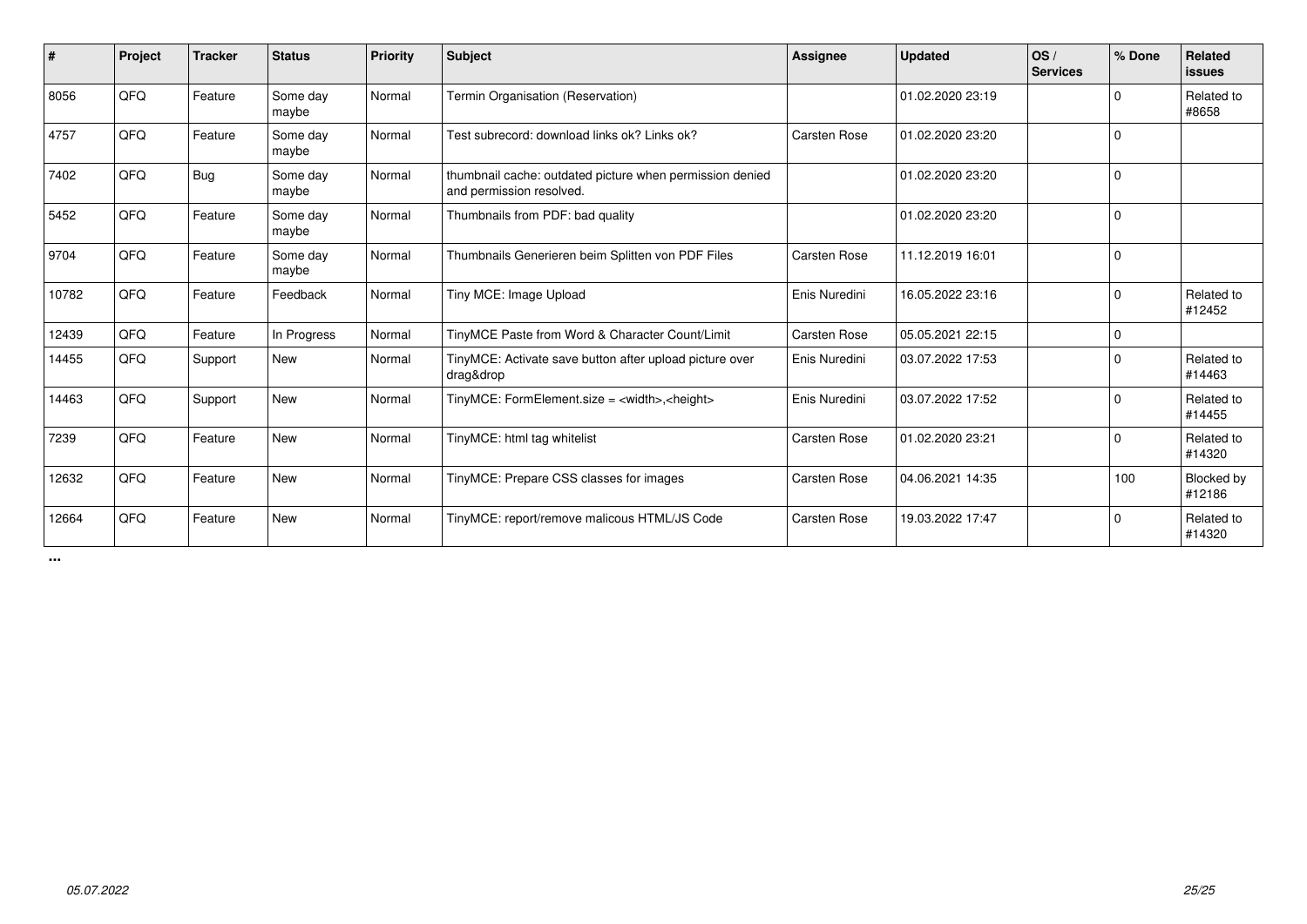| # | Project | Tracker | Status | Priority | Subject | Assignee | Updated | OS / Services | % Done | Related issues |
|---|---|---|---|---|---|---|---|---|---|---|
| 8056 | QFQ | Feature | Some day maybe | Normal | Termin Organisation (Reservation) | | 01.02.2020 23:19 | | 0 | Related to #8658 |
| 4757 | QFQ | Feature | Some day maybe | Normal | Test subrecord: download links ok? Links ok? | Carsten Rose | 01.02.2020 23:20 | | 0 | |
| 7402 | QFQ | Bug | Some day maybe | Normal | thumbnail cache: outdated picture when permission denied and permission resolved. | | 01.02.2020 23:20 | | 0 | |
| 5452 | QFQ | Feature | Some day maybe | Normal | Thumbnails from PDF: bad quality | | 01.02.2020 23:20 | | 0 | |
| 9704 | QFQ | Feature | Some day maybe | Normal | Thumbnails Generieren beim Splitten von PDF Files | Carsten Rose | 11.12.2019 16:01 | | 0 | |
| 10782 | QFQ | Feature | Feedback | Normal | Tiny MCE: Image Upload | Enis Nuredini | 16.05.2022 23:16 | | 0 | Related to #12452 |
| 12439 | QFQ | Feature | In Progress | Normal | TinyMCE Paste from Word & Character Count/Limit | Carsten Rose | 05.05.2021 22:15 | | 0 | |
| 14455 | QFQ | Support | New | Normal | TinyMCE: Activate save button after upload picture over drag&drop | Enis Nuredini | 03.07.2022 17:53 | | 0 | Related to #14463 |
| 14463 | QFQ | Support | New | Normal | TinyMCE: FormElement.size = <width>,<height> | Enis Nuredini | 03.07.2022 17:52 | | 0 | Related to #14455 |
| 7239 | QFQ | Feature | New | Normal | TinyMCE: html tag whitelist | Carsten Rose | 01.02.2020 23:21 | | 0 | Related to #14320 |
| 12632 | QFQ | Feature | New | Normal | TinyMCE: Prepare CSS classes for images | Carsten Rose | 04.06.2021 14:35 | | 100 | Blocked by #12186 |
| 12664 | QFQ | Feature | New | Normal | TinyMCE: report/remove malicous HTML/JS Code | Carsten Rose | 19.03.2022 17:47 | | 0 | Related to #14320 |

...